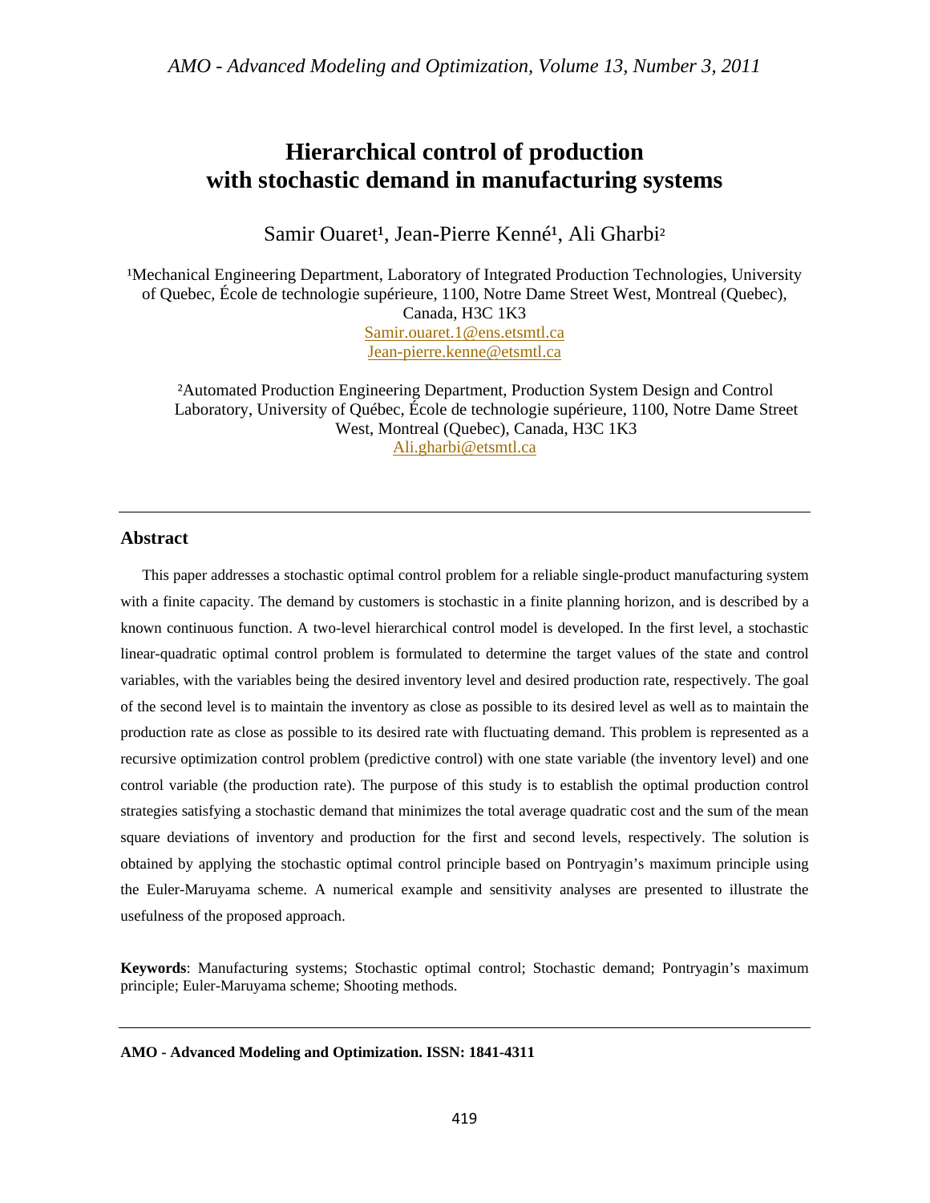# Hierarchical control of production with stochastic demand in manufacturing systems

Samir Ouaret[1], Jean-Pierre Kenné[1], Ali Gharbi[2]

[1]Mechanical Engineering Department, Laboratory of Integrated Production Technologies, University of Quebec, École de technologie supérieure, 1100, Notre Dame Street West, Montreal (Quebec), Canada, H3C 1K3
Samir.ouaret.1@ens.etsmtl.ca
Jean-pierre.kenne@etsmtl.ca

[2]Automated Production Engineering Department, Production System Design and Control Laboratory, University of Québec, École de technologie supérieure, 1100, Notre Dame Street West, Montreal (Quebec), Canada, H3C 1K3
Ali.gharbi@etsmtl.ca

---

## Abstract

This paper addresses a stochastic optimal control problem for a reliable single-product manufacturing system with a finite capacity. The demand by customers is stochastic in a finite planning horizon, and is described by a known continuous function. A two-level hierarchical control model is developed. In the first level, a stochastic linear-quadratic optimal control problem is formulated to determine the target values of the state and control variables, with the variables being the desired inventory level and desired production rate, respectively. The goal of the second level is to maintain the inventory as close as possible to its desired level as well as to maintain the production rate as close as possible to its desired rate with fluctuating demand. This problem is represented as a recursive optimization control problem (predictive control) with one state variable (the inventory level) and one control variable (the production rate). The purpose of this study is to establish the optimal production control strategies satisfying a stochastic demand that minimizes the total average quadratic cost and the sum of the mean square deviations of inventory and production for the first and second levels, respectively. The solution is obtained by applying the stochastic optimal control principle based on Pontryagin's maximum principle using the Euler-Maruyama scheme. A numerical example and sensitivity analyses are presented to illustrate the usefulness of the proposed approach.

**Keywords**: Manufacturing systems; Stochastic optimal control; Stochastic demand; Pontryagin's maximum principle; Euler-Maruyama scheme; Shooting methods.

---

**AMO - Advanced Modeling and Optimization. ISSN: 1841-4311**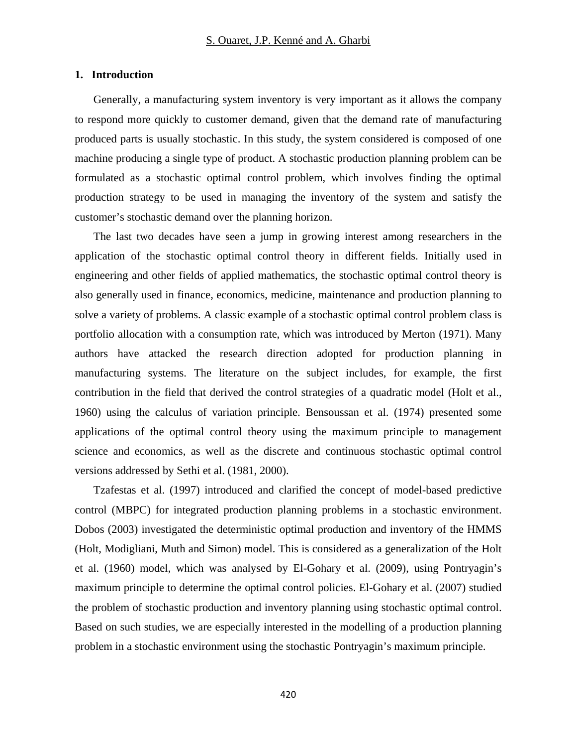## 1. Introduction

Generally, a manufacturing system inventory is very important as it allows the company to respond more quickly to customer demand, given that the demand rate of manufacturing produced parts is usually stochastic. In this study, the system considered is composed of one machine producing a single type of product. A stochastic production planning problem can be formulated as a stochastic optimal control problem, which involves finding the optimal production strategy to be used in managing the inventory of the system and satisfy the customer's stochastic demand over the planning horizon.

The last two decades have seen a jump in growing interest among researchers in the application of the stochastic optimal control theory in different fields. Initially used in engineering and other fields of applied mathematics, the stochastic optimal control theory is also generally used in finance, economics, medicine, maintenance and production planning to solve a variety of problems. A classic example of a stochastic optimal control problem class is portfolio allocation with a consumption rate, which was introduced by Merton (1971). Many authors have attacked the research direction adopted for production planning in manufacturing systems. The literature on the subject includes, for example, the first contribution in the field that derived the control strategies of a quadratic model (Holt et al., 1960) using the calculus of variation principle. Bensoussan et al. (1974) presented some applications of the optimal control theory using the maximum principle to management science and economics, as well as the discrete and continuous stochastic optimal control versions addressed by Sethi et al. (1981, 2000).

Tzafestas et al. (1997) introduced and clarified the concept of model-based predictive control (MBPC) for integrated production planning problems in a stochastic environment. Dobos (2003) investigated the deterministic optimal production and inventory of the HMMS (Holt, Modigliani, Muth and Simon) model. This is considered as a generalization of the Holt et al. (1960) model, which was analysed by El-Gohary et al. (2009), using Pontryagin's maximum principle to determine the optimal control policies. El-Gohary et al. (2007) studied the problem of stochastic production and inventory planning using stochastic optimal control. Based on such studies, we are especially interested in the modelling of a production planning problem in a stochastic environment using the stochastic Pontryagin's maximum principle.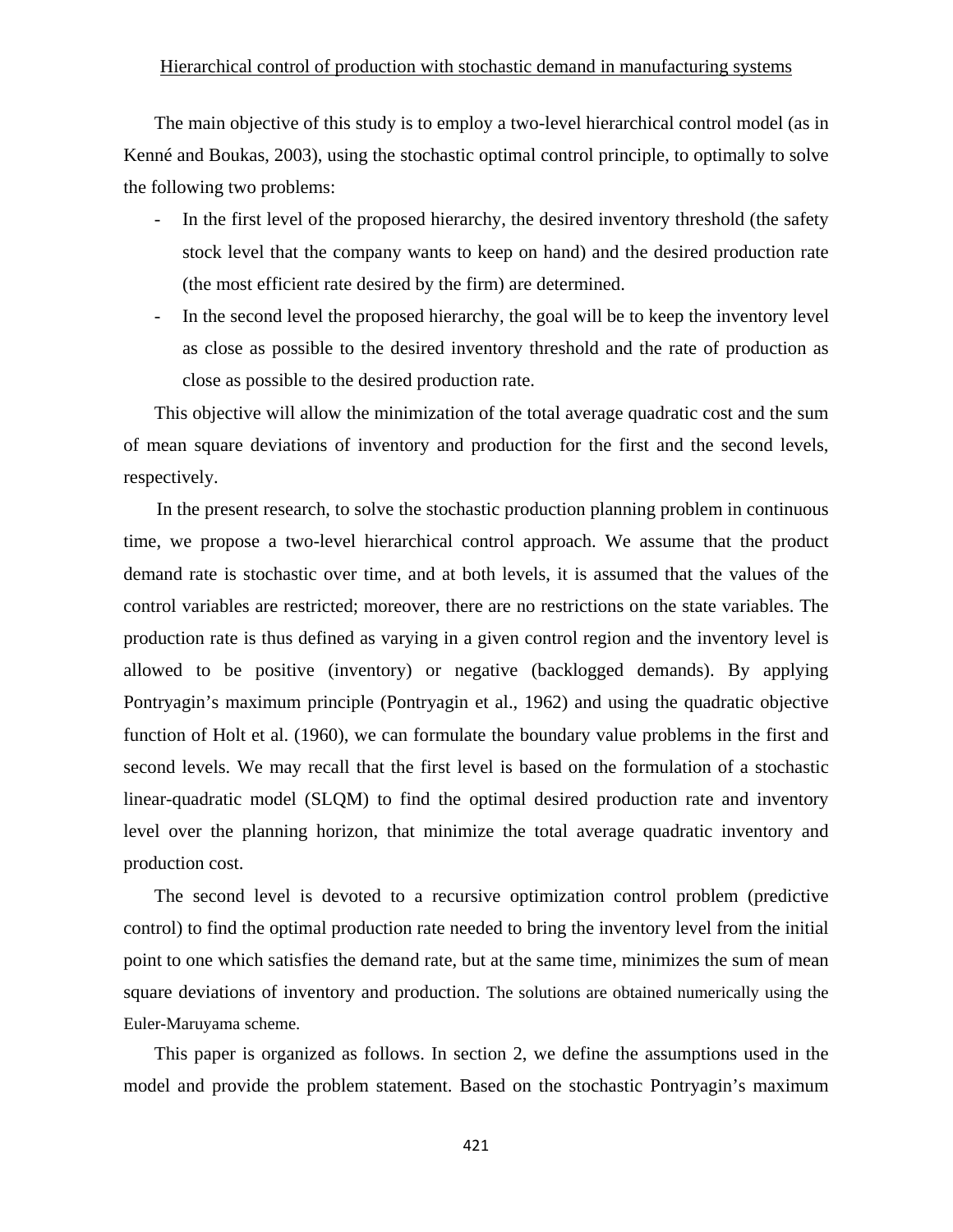The main objective of this study is to employ a two-level hierarchical control model (as in Kenné and Boukas, 2003), using the stochastic optimal control principle, to optimally to solve the following two problems:

- In the first level of the proposed hierarchy, the desired inventory threshold (the safety stock level that the company wants to keep on hand) and the desired production rate (the most efficient rate desired by the firm) are determined.
- In the second level the proposed hierarchy, the goal will be to keep the inventory level as close as possible to the desired inventory threshold and the rate of production as close as possible to the desired production rate.

This objective will allow the minimization of the total average quadratic cost and the sum of mean square deviations of inventory and production for the first and the second levels, respectively.

In the present research, to solve the stochastic production planning problem in continuous time, we propose a two-level hierarchical control approach. We assume that the product demand rate is stochastic over time, and at both levels, it is assumed that the values of the control variables are restricted; moreover, there are no restrictions on the state variables. The production rate is thus defined as varying in a given control region and the inventory level is allowed to be positive (inventory) or negative (backlogged demands). By applying Pontryagin's maximum principle (Pontryagin et al., 1962) and using the quadratic objective function of Holt et al. (1960), we can formulate the boundary value problems in the first and second levels. We may recall that the first level is based on the formulation of a stochastic linear-quadratic model (SLQM) to find the optimal desired production rate and inventory level over the planning horizon, that minimize the total average quadratic inventory and production cost.

The second level is devoted to a recursive optimization control problem (predictive control) to find the optimal production rate needed to bring the inventory level from the initial point to one which satisfies the demand rate, but at the same time, minimizes the sum of mean square deviations of inventory and production. The solutions are obtained numerically using the Euler-Maruyama scheme.

This paper is organized as follows. In section 2, we define the assumptions used in the model and provide the problem statement. Based on the stochastic Pontryagin's maximum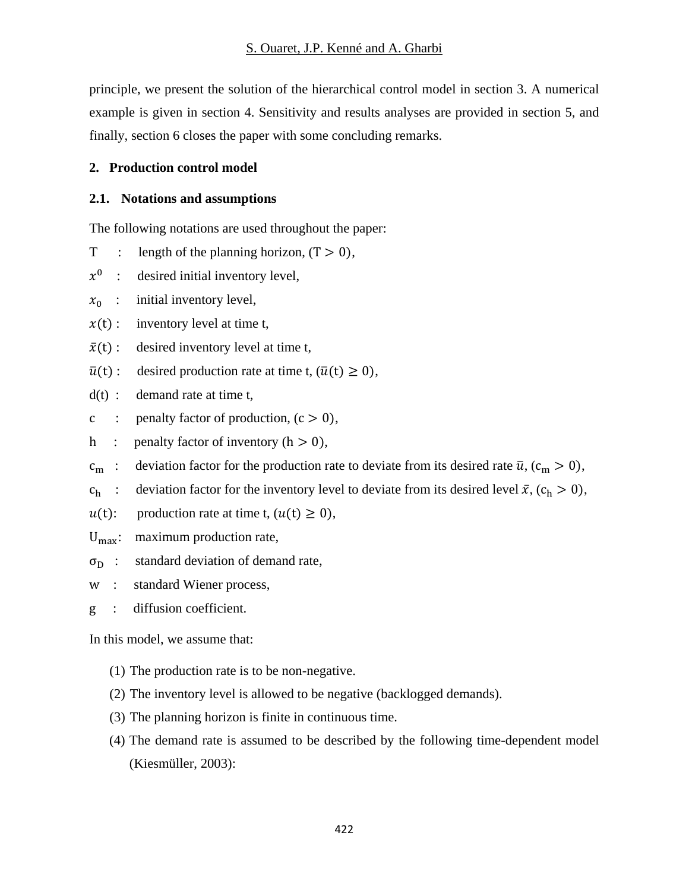principle, we present the solution of the hierarchical control model in section 3. A numerical example is given in section 4. Sensitivity and results analyses are provided in section 5, and finally, section 6 closes the paper with some concluding remarks.

## 2. Production control model

### 2.1. Notations and assumptions

The following notations are used throughout the paper:

T : length of the planning horizon, $(T > 0)$,

$x^0$ : desired initial inventory level,

$x_0$ : initial inventory level,

$x(t)$ : inventory level at time t,

$\bar{x}(t)$ : desired inventory level at time t,

$\bar{u}(t)$ : desired production rate at time t, $(\bar{u}(t) \geq 0)$,

d(t) : demand rate at time t,

c : penalty factor of production, $(c > 0)$,

h : penalty factor of inventory $(h > 0)$,

$c_m$ : deviation factor for the production rate to deviate from its desired rate $\bar{u}$, $(c_m > 0)$,

$c_h$ : deviation factor for the inventory level to deviate from its desired level $\bar{x}$, $(c_h > 0)$,

$u(t)$: production rate at time t, $(u(t) \geq 0)$,

$U_{max}$: maximum production rate,

$\sigma_D$ : standard deviation of demand rate,

w : standard Wiener process,

g : diffusion coefficient.

In this model, we assume that:

(1) The production rate is to be non-negative.

(2) The inventory level is allowed to be negative (backlogged demands).

(3) The planning horizon is finite in continuous time.

(4) The demand rate is assumed to be described by the following time-dependent model (Kiesmüller, 2003):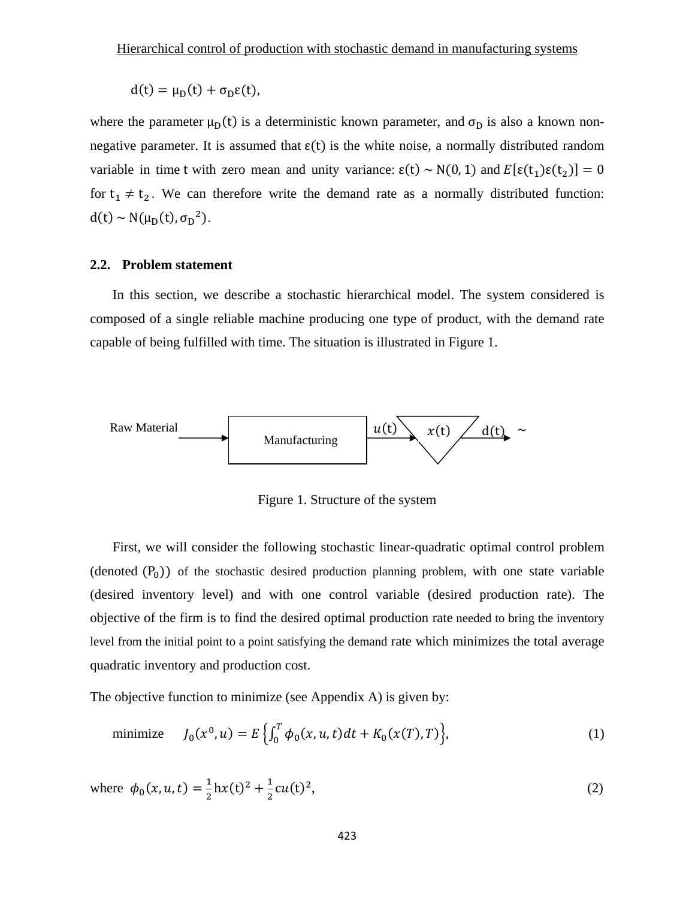$$\mathrm{d}(\mathrm{t}) = \mu_D(\mathrm{t}) + \sigma_D \varepsilon(\mathrm{t}),$$

where the parameter $\mu_D(t)$ is a deterministic known parameter, and $\sigma_D$ is also a known non-negative parameter. It is assumed that $\varepsilon(t)$ is the white noise, a normally distributed random variable in time t with zero mean and unity variance: $\varepsilon(t) \sim N(0, 1)$ and $E[\varepsilon(t_1)\varepsilon(t_2)] = 0$ for $t_1 \neq t_2$. We can therefore write the demand rate as a normally distributed function: $d(t) \sim N(\mu_D(t), \sigma_D{}^2)$.

### 2.2. Problem statement

In this section, we describe a stochastic hierarchical model. The system considered is composed of a single reliable machine producing one type of product, with the demand rate capable of being fulfilled with time. The situation is illustrated in Figure 1.

Raw Material → Manufacturing → $u(t)$ → $x(t)$ → $d(t)$ ~

Figure 1. Structure of the system

First, we will consider the following stochastic linear-quadratic optimal control problem (denoted $(P_0)$) of the stochastic desired production planning problem, with one state variable (desired inventory level) and with one control variable (desired production rate). The objective of the firm is to find the desired optimal production rate needed to bring the inventory level from the initial point to a point satisfying the demand rate which minimizes the total average quadratic inventory and production cost.

The objective function to minimize (see Appendix A) is given by:

$$\text{minimize} \quad J_0(x^0, u) = E\left\{\int_0^T \phi_0(x, u, t)dt + K_0(x(T), T)\right\}, \tag{1}$$

$$\text{where} \quad \phi_0(x, u, t) = \frac{1}{2}\mathrm{h}x(\mathrm{t})^2 + \frac{1}{2}cu(\mathrm{t})^2, \tag{2}$$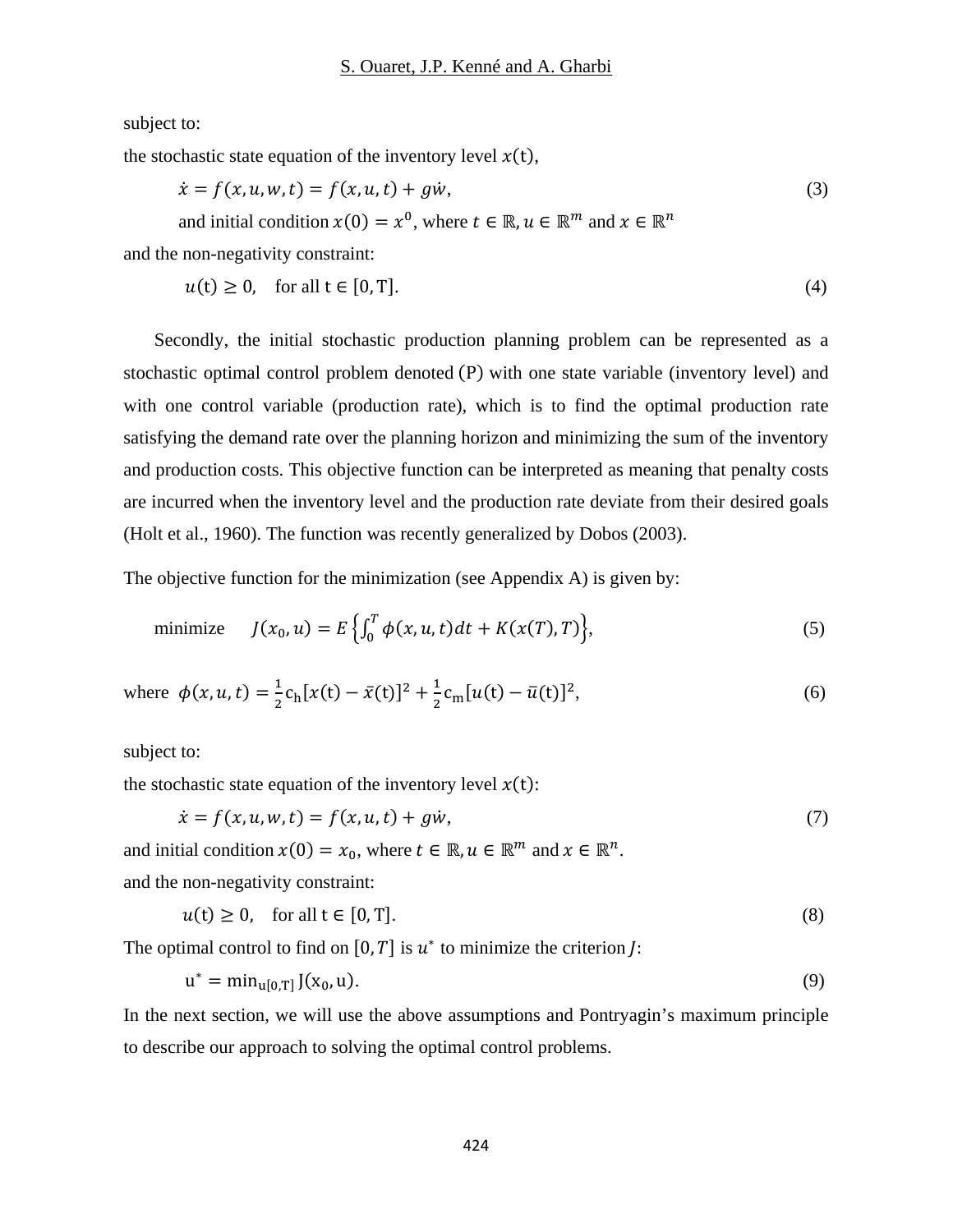subject to:

the stochastic state equation of the inventory level $x(\mathrm{t})$,

$$\dot{x} = f(x, u, w, t) = f(x, u, t) + g\dot{w}, \tag{3}$$

and initial condition $x(0) = x^0$, where $t \in \mathbb{R}, u \in \mathbb{R}^m$ and $x \in \mathbb{R}^n$

and the non-negativity constraint:

$$u(\mathrm{t}) \geq 0, \quad \text{for all } \mathrm{t} \in [0, \mathrm{T}]. \tag{4}$$

Secondly, the initial stochastic production planning problem can be represented as a stochastic optimal control problem denoted (P) with one state variable (inventory level) and with one control variable (production rate), which is to find the optimal production rate satisfying the demand rate over the planning horizon and minimizing the sum of the inventory and production costs. This objective function can be interpreted as meaning that penalty costs are incurred when the inventory level and the production rate deviate from their desired goals (Holt et al., 1960). The function was recently generalized by Dobos (2003).

The objective function for the minimization (see Appendix A) is given by:

$$\text{minimize} \quad J(x_0, u) = E\left\{\int_0^T \phi(x, u, t)dt + K(x(T), T)\right\}, \tag{5}$$

$$\text{where} \quad \phi(x, u, t) = \frac{1}{2}\mathrm{c_h}[x(\mathrm{t}) - \bar{x}(\mathrm{t})]^2 + \frac{1}{2}\mathrm{c_m}[u(\mathrm{t}) - \bar{u}(\mathrm{t})]^2, \tag{6}$$

subject to:

the stochastic state equation of the inventory level $x(\mathrm{t})$:

$$\dot{x} = f(x, u, w, t) = f(x, u, t) + g\dot{w}, \tag{7}$$

and initial condition $x(0) = x_0$, where $t \in \mathbb{R}, u \in \mathbb{R}^m$ and $x \in \mathbb{R}^n$.

and the non-negativity constraint:

$$u(\mathrm{t}) \geq 0, \quad \text{for all } \mathrm{t} \in [0, \mathrm{T}]. \tag{8}$$

The optimal control to find on $[0, T]$ is $u^*$ to minimize the criterion $J$:

$$\mathrm{u}^* = \min_{\mathrm{u}[0,\mathrm{T}]} \mathrm{J}(\mathrm{x}_0, \mathrm{u}). \tag{9}$$

In the next section, we will use the above assumptions and Pontryagin's maximum principle to describe our approach to solving the optimal control problems.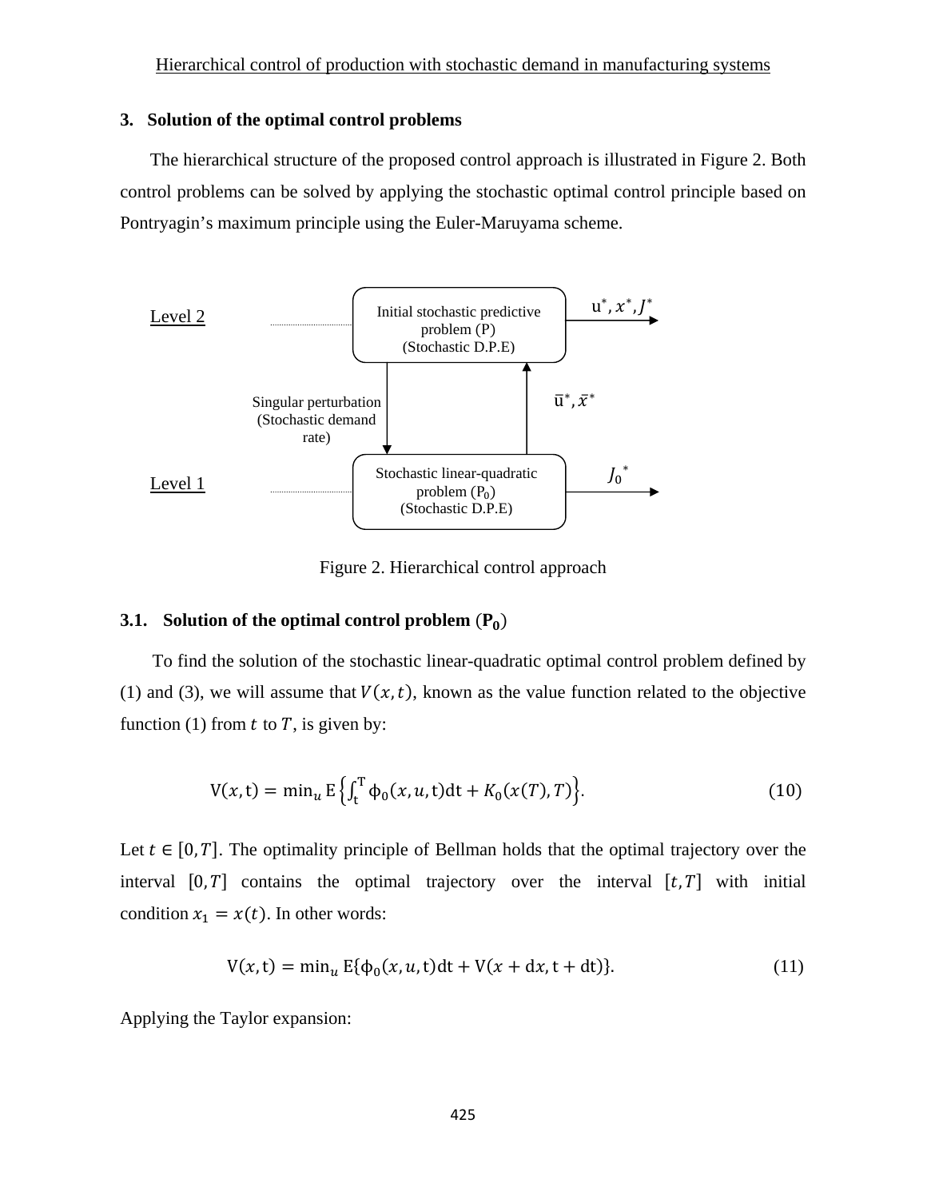## 3. Solution of the optimal control problems

The hierarchical structure of the proposed control approach is illustrated in Figure 2. Both control problems can be solved by applying the stochastic optimal control principle based on Pontryagin's maximum principle using the Euler-Maruyama scheme.

Level 2 — Initial stochastic predictive problem (P) (Stochastic D.P.E) → $u^*, x^*, J^*$

Singular perturbation (Stochastic demand rate) ↓ ↑ $\bar{u}^*, \bar{x}^*$

Level 1 — Stochastic linear-quadratic problem ($P_0$) (Stochastic D.P.E) → $J_0^*$

Figure 2. Hierarchical control approach

### 3.1. Solution of the optimal control problem ($\mathbf{P_0}$)

To find the solution of the stochastic linear-quadratic optimal control problem defined by (1) and (3), we will assume that $V(x,t)$, known as the value function related to the objective function (1) from $t$ to $T$, is given by:

$$\mathrm{V}(x,\mathrm{t}) = \min_u \mathrm{E}\left\{\int_{\mathrm{t}}^{\mathrm{T}} \phi_0(x,u,\mathrm{t})\mathrm{dt} + K_0(x(T),T)\right\}. \tag{10}$$

Let $t \in [0,T]$. The optimality principle of Bellman holds that the optimal trajectory over the interval $[0,T]$ contains the optimal trajectory over the interval $[t,T]$ with initial condition $x_1 = x(t)$. In other words:

$$\mathrm{V}(x,\mathrm{t}) = \min_u \mathrm{E}\{\phi_0(x,u,\mathrm{t})\mathrm{dt} + \mathrm{V}(x+\mathrm{d}x,\mathrm{t}+\mathrm{dt})\}. \tag{11}$$

Applying the Taylor expansion: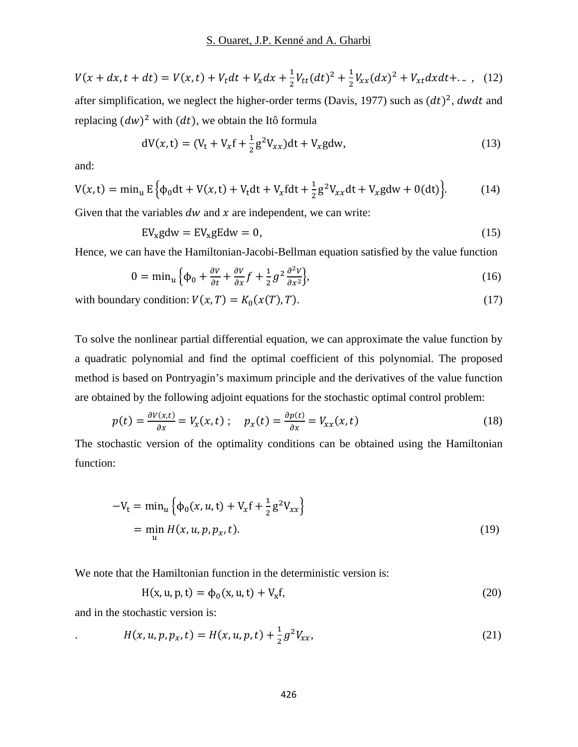$$V(x+dx,t+dt) = V(x,t) + V_t dt + V_x dx + \frac{1}{2}V_{tt}(dt)^2 + \frac{1}{2}V_{xx}(dx)^2 + V_{xt}dxdt + \ldots \,, \quad (12)$$

after simplification, we neglect the higher-order terms (Davis, 1977) such as $(dt)^2$, $dwdt$ and replacing $(dw)^2$ with $(dt)$, we obtain the Itô formula

$$\mathrm{dV}(x,\mathrm{t}) = (\mathrm{V_t} + \mathrm{V}_x\mathrm{f} + \frac{1}{2}\mathrm{g}^2\mathrm{V}_{xx})\mathrm{dt} + \mathrm{V}_x\mathrm{gdw}, \quad (13)$$

and:

$$\mathrm{V}(x,\mathrm{t}) = \min_{\mathrm{u}} \mathrm{E}\left\{\phi_0\mathrm{dt} + \mathrm{V}(x,\mathrm{t}) + \mathrm{V_t dt} + \mathrm{V}_x\mathrm{fdt} + \frac{1}{2}\mathrm{g}^2\mathrm{V}_{xx}\mathrm{dt} + \mathrm{V}_x\mathrm{gdw} + 0(\mathrm{dt})\right\}. \quad (14)$$

Given that the variables $dw$ and $x$ are independent, we can write:

$$\mathrm{EV_x gdw} = \mathrm{EV_x gEdw} = 0, \quad (15)$$

Hence, we can have the Hamiltonian-Jacobi-Bellman equation satisfied by the value function

$$0 = \min_u\left\{\phi_0 + \frac{\partial V}{\partial t} + \frac{\partial V}{\partial x}f + \frac{1}{2}g^2\frac{\partial^2 V}{\partial x^2}\right\}, \quad (16)$$

with boundary condition: $V(x,T) = K_0(x(T),T)$. (17)

To solve the nonlinear partial differential equation, we can approximate the value function by a quadratic polynomial and find the optimal coefficient of this polynomial. The proposed method is based on Pontryagin's maximum principle and the derivatives of the value function are obtained by the following adjoint equations for the stochastic optimal control problem:

$$p(t) = \frac{\partial V(x,t)}{\partial x} = V_x(x,t)\,; \quad p_x(t) = \frac{\partial p(t)}{\partial x} = V_{xx}(x,t) \quad (18)$$

The stochastic version of the optimality conditions can be obtained using the Hamiltonian function:

$$\begin{aligned} -\mathrm{V_t} &= \min_u\left\{\phi_0(x,u,\mathrm{t}) + \mathrm{V}_x\mathrm{f} + \frac{1}{2}\mathrm{g}^2\mathrm{V}_{xx}\right\} \\ &= \min_u H(x,u,p,p_x,t). \end{aligned} \quad (19)$$

We note that the Hamiltonian function in the deterministic version is:

$$\mathrm{H(x,u,p,t)} = \phi_0(\mathrm{x,u,t}) + \mathrm{V_x f}, \quad (20)$$

and in the stochastic version is:

$$H(x,u,p,p_x,t) = H(x,u,p,t) + \frac{1}{2}g^2V_{xx}, \quad (21)$$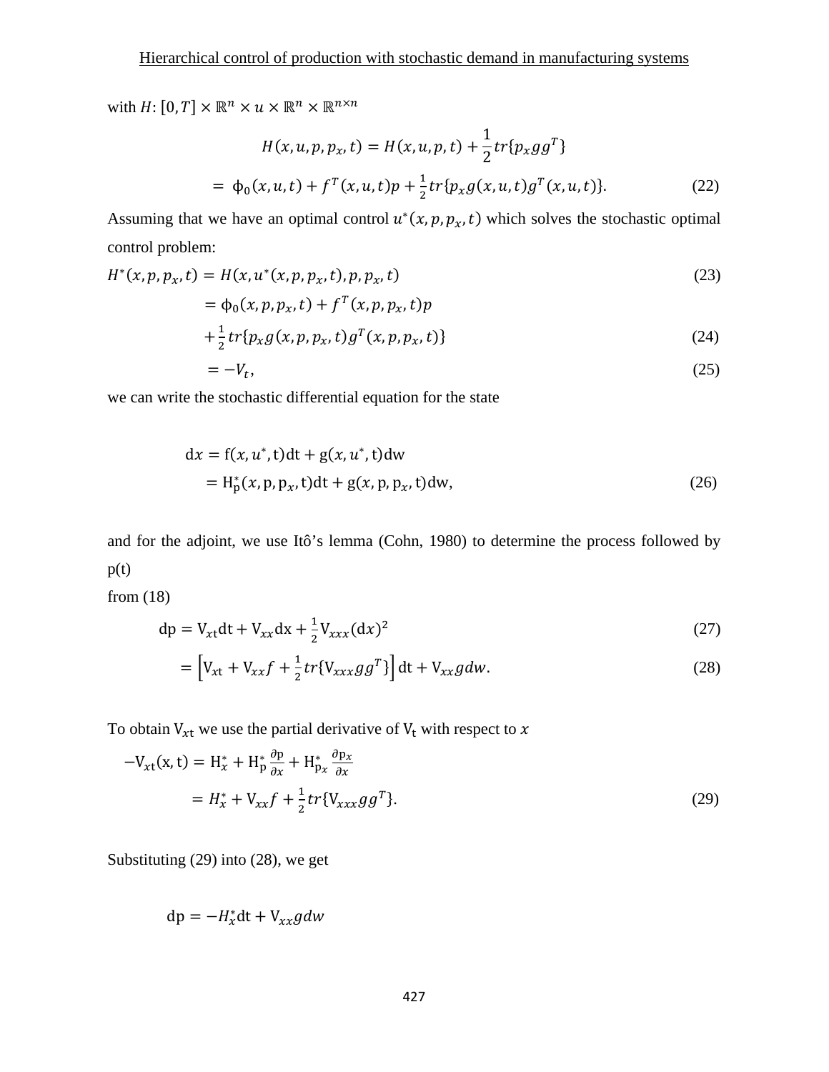with $H: [0,T] \times \mathbb{R}^n \times u \times \mathbb{R}^n \times \mathbb{R}^{n\times n}$

$$H(x,u,p,p_x,t) = H(x,u,p,t) + \frac{1}{2}tr\{p_x g g^T\}$$

$$= \phi_0(x,u,t) + f^T(x,u,t)p + \tfrac{1}{2}tr\{p_x g(x,u,t)g^T(x,u,t)\}. \tag{22}$$

Assuming that we have an optimal control $u^*(x,p,p_x,t)$ which solves the stochastic optimal control problem:

$$H^*(x,p,p_x,t) = H(x,u^*(x,p,p_x,t),p,p_x,t) \tag{23}$$

$$= \phi_0(x,p,p_x,t) + f^T(x,p,p_x,t)p$$
$$+ \tfrac{1}{2}tr\{p_x g(x,p,p_x,t)g^T(x,p,p_x,t)\} \tag{24}$$

$$= -V_t, \tag{25}$$

we can write the stochastic differential equation for the state

$$\mathrm{d}x = \mathrm{f}(x,u^*,\mathrm{t})\mathrm{dt} + \mathrm{g}(x,u^*,\mathrm{t})\mathrm{dw}$$
$$= \mathrm{H}_\mathrm{p}^*(x,\mathrm{p},\mathrm{p}_x,\mathrm{t})\mathrm{dt} + \mathrm{g}(x,\mathrm{p},\mathrm{p}_x,\mathrm{t})\mathrm{dw}, \tag{26}$$

and for the adjoint, we use Itô's lemma (Cohn, 1980) to determine the process followed by p(t)
from (18)

$$\mathrm{dp} = \mathrm{V}_{xt}\mathrm{dt} + \mathrm{V}_{xx}\mathrm{dx} + \tfrac{1}{2}\mathrm{V}_{xxx}(\mathrm{d}x)^2 \tag{27}$$

$$= \left[\mathrm{V}_{x\mathrm{t}} + \mathrm{V}_{xx}f + \tfrac{1}{2}tr\{\mathrm{V}_{xxx}gg^T\}\right]\mathrm{dt} + \mathrm{V}_{xx}g dw. \tag{28}$$

To obtain $\mathrm{V}_{x\mathrm{t}}$ we use the partial derivative of $\mathrm{V}_\mathrm{t}$ with respect to $x$

$$-\mathrm{V}_{x\mathrm{t}}(\mathrm{x},\mathrm{t}) = \mathrm{H}_x^* + \mathrm{H}_\mathrm{p}^*\frac{\partial \mathrm{p}}{\partial x} + \mathrm{H}_{\mathrm{p}_x}^*\frac{\partial \mathrm{p}_x}{\partial x}$$

$$= H_x^* + \mathrm{V}_{xx}f + \tfrac{1}{2}tr\{\mathrm{V}_{xxx}gg^T\}. \tag{29}$$

Substituting (29) into (28), we get

$$\mathrm{dp} = -H_x^*\mathrm{dt} + \mathrm{V}_{xx}g dw$$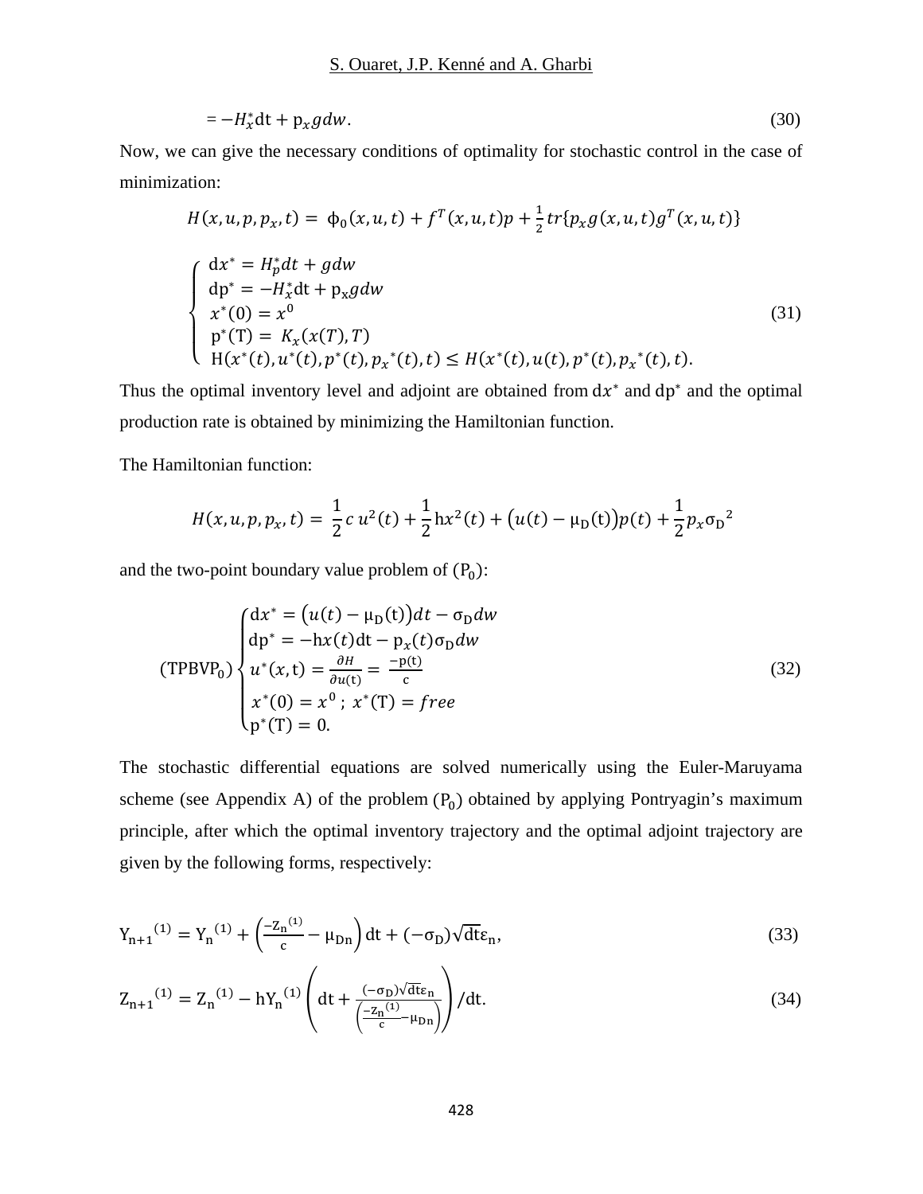$$= -H_x^* \mathrm{d}t + \mathrm{p}_x g dw. \tag{30}$$

Now, we can give the necessary conditions of optimality for stochastic control in the case of minimization:

$$H(x,u,p,p_x,t) = \phi_0(x,u,t) + f^T(x,u,t)p + \frac{1}{2} tr\{p_x g(x,u,t) g^T(x,u,t)\}$$

$$\begin{cases} \mathrm{d}x^* = H_p^* dt + g dw \\ \mathrm{dp}^* = -H_x^* \mathrm{d}t + \mathrm{p_x} g dw \\ x^*(0) = x^0 \\ \mathrm{p}^*(\mathrm{T}) = K_x(x(T),T) \\ \mathrm{H}(x^*(t), u^*(t), p^*(t), p_x{}^*(t), t) \leq H(x^*(t), u(t), p^*(t), p_x{}^*(t), t). \end{cases} \tag{31}$$

Thus the optimal inventory level and adjoint are obtained from $\mathrm{d}x^*$ and $\mathrm{dp}^*$ and the optimal production rate is obtained by minimizing the Hamiltonian function.

The Hamiltonian function:

$$H(x,u,p,p_x,t) = \frac{1}{2} c\, u^2(t) + \frac{1}{2} \mathrm{h} x^2(t) + \big(u(t) - \mu_{\mathrm{D}}(\mathrm{t})\big) p(t) + \frac{1}{2} p_x \sigma_{\mathrm{D}}{}^2$$

and the two-point boundary value problem of $(\mathrm{P_0})$:

$$(\mathrm{TPBVP_0}) \begin{cases} \mathrm{d}x^* = \big(u(t) - \mu_{\mathrm{D}}(\mathrm{t})\big)dt - \sigma_{\mathrm{D}} dw \\ \mathrm{dp}^* = -\mathrm{h}x(t)\mathrm{d}t - \mathrm{p}_x(t)\sigma_{\mathrm{D}} dw \\ u^*(x,\mathrm{t}) = \frac{\partial H}{\partial u(\mathrm{t})} = \frac{-\mathrm{p(t)}}{\mathrm{c}} \\ x^*(0) = x^0 \,;\; x^*(\mathrm{T}) = free \\ \mathrm{p}^*(\mathrm{T}) = 0. \end{cases} \tag{32}$$

The stochastic differential equations are solved numerically using the Euler-Maruyama scheme (see Appendix A) of the problem $(\mathrm{P_0})$ obtained by applying Pontryagin's maximum principle, after which the optimal inventory trajectory and the optimal adjoint trajectory are given by the following forms, respectively:

$$\mathrm{Y_{n+1}}^{(1)} = \mathrm{Y_n}^{(1)} + \left(\frac{-\mathrm{Z_n}^{(1)}}{\mathrm{c}} - \mu_{\mathrm{Dn}}\right)\mathrm{dt} + (-\sigma_{\mathrm{D}})\sqrt{\mathrm{dt}}\varepsilon_{\mathrm{n}}, \tag{33}$$

$$\mathrm{Z_{n+1}}^{(1)} = \mathrm{Z_n}^{(1)} - \mathrm{h}\mathrm{Y_n}^{(1)} \left(\mathrm{dt} + \frac{(-\sigma_{\mathrm{D}})\sqrt{\mathrm{dt}}\varepsilon_{\mathrm{n}}}{\left(\frac{-\mathrm{Z_n}^{(1)}}{\mathrm{c}} - \mu_{\mathrm{Dn}}\right)}\right) / \mathrm{dt}. \tag{34}$$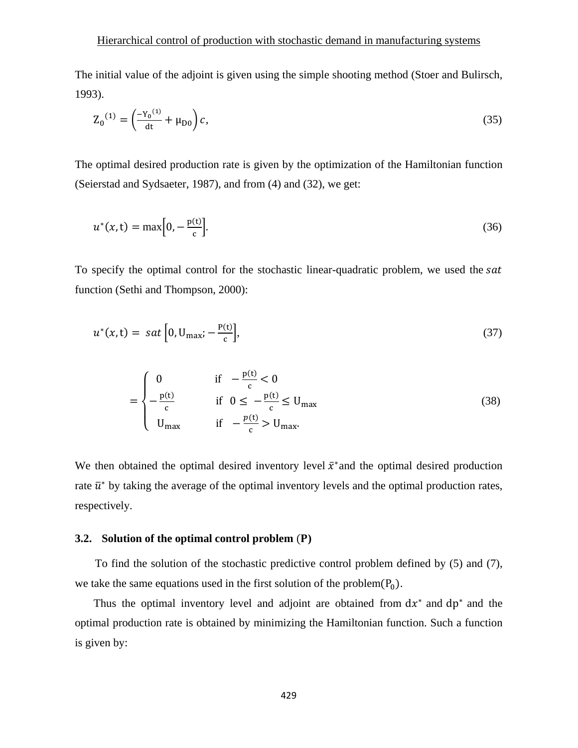The initial value of the adjoint is given using the simple shooting method (Stoer and Bulirsch, 1993).

$$Z_0^{(1)} = \left(\frac{-Y_0^{(1)}}{\mathrm{dt}} + \mu_{D0}\right)c, \tag{35}$$

The optimal desired production rate is given by the optimization of the Hamiltonian function (Seierstad and Sydsaeter, 1987), and from (4) and (32), we get:

$$u^*(x, \mathrm{t}) = \max\left[0, -\frac{\mathrm{p(t)}}{\mathrm{c}}\right]. \tag{36}$$

To specify the optimal control for the stochastic linear-quadratic problem, we used the $sat$ function (Sethi and Thompson, 2000):

$$u^*(x, \mathrm{t}) = sat\left[0, \mathrm{U_{max}}; -\frac{\mathrm{P(t)}}{\mathrm{c}}\right], \tag{37}$$

$$= \begin{cases} 0 & \text{if } \; -\frac{\mathrm{p(t)}}{\mathrm{c}} < 0 \\ -\frac{\mathrm{p(t)}}{\mathrm{c}} & \text{if } \; 0 \leq -\frac{\mathrm{p(t)}}{\mathrm{c}} \leq \mathrm{U_{max}} \\ \mathrm{U_{max}} & \text{if } \; -\frac{p(\mathrm{t})}{\mathrm{c}} > \mathrm{U_{max}}. \end{cases} \tag{38}$$

We then obtained the optimal desired inventory level $\bar{x}^*$ and the optimal desired production rate $\bar{u}^*$ by taking the average of the optimal inventory levels and the optimal production rates, respectively.

### 3.2. Solution of the optimal control problem (P)

To find the solution of the stochastic predictive control problem defined by (5) and (7), we take the same equations used in the first solution of the problem($\mathrm{P_0}$).

Thus the optimal inventory level and adjoint are obtained from $\mathrm{d}x^*$ and $\mathrm{dp}^*$ and the optimal production rate is obtained by minimizing the Hamiltonian function. Such a function is given by: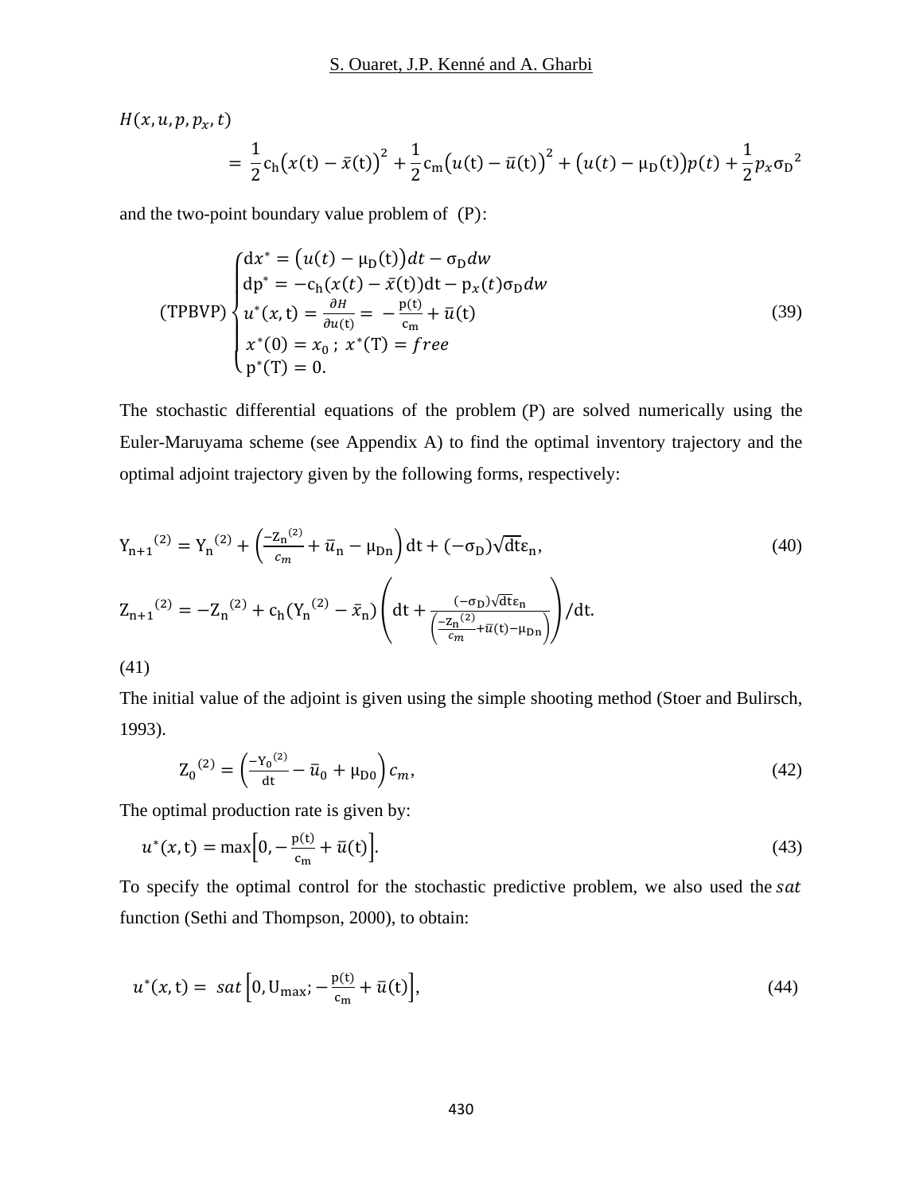$$H(x,u,p,p_x,t) = \frac{1}{2}c_h\big(x(t)-\bar{x}(t)\big)^2 + \frac{1}{2}c_m\big(u(t)-\bar{u}(t)\big)^2 + \big(u(t)-\mu_D(t)\big)p(t) + \frac{1}{2}p_x\sigma_D{}^2$$

and the two-point boundary value problem of (P):

$$(\text{TPBVP})\begin{cases} dx^* = \big(u(t)-\mu_D(t)\big)dt - \sigma_D dw \\ dp^* = -c_h(x(t)-\bar{x}(t))dt - p_x(t)\sigma_D dw \\ u^*(x,t) = \frac{\partial H}{\partial u(t)} = -\frac{p(t)}{c_m} + \bar{u}(t) \\ x^*(0) = x_0\ ;\ x^*(T) = free \\ p^*(T) = 0. \end{cases} \tag{39}$$

The stochastic differential equations of the problem (P) are solved numerically using the Euler-Maruyama scheme (see Appendix A) to find the optimal inventory trajectory and the optimal adjoint trajectory given by the following forms, respectively:

$$Y_{n+1}{}^{(2)} = Y_n{}^{(2)} + \left(\frac{-Z_n{}^{(2)}}{c_m} + \bar{u}_n - \mu_{Dn}\right)dt + (-\sigma_D)\sqrt{dt}\varepsilon_n, \tag{40}$$

$$Z_{n+1}{}^{(2)} = -Z_n{}^{(2)} + c_h(Y_n{}^{(2)} - \bar{x}_n)\left(dt + \frac{(-\sigma_D)\sqrt{dt}\varepsilon_n}{\left(\frac{-Z_n{}^{(2)}}{c_m} + \bar{u}(t) - \mu_{Dn}\right)}\right)/dt.$$

(41)

The initial value of the adjoint is given using the simple shooting method (Stoer and Bulirsch, 1993).

$$Z_0{}^{(2)} = \left(\frac{-Y_0{}^{(2)}}{dt} - \bar{u}_0 + \mu_{D0}\right)c_m, \tag{42}$$

The optimal production rate is given by:

$$u^*(x,t) = \max\left[0, -\frac{p(t)}{c_m} + \bar{u}(t)\right]. \tag{43}$$

To specify the optimal control for the stochastic predictive problem, we also used the $sat$ function (Sethi and Thompson, 2000), to obtain:

$$u^*(x,t) = sat\left[0, U_{max}; -\frac{p(t)}{c_m} + \bar{u}(t)\right], \tag{44}$$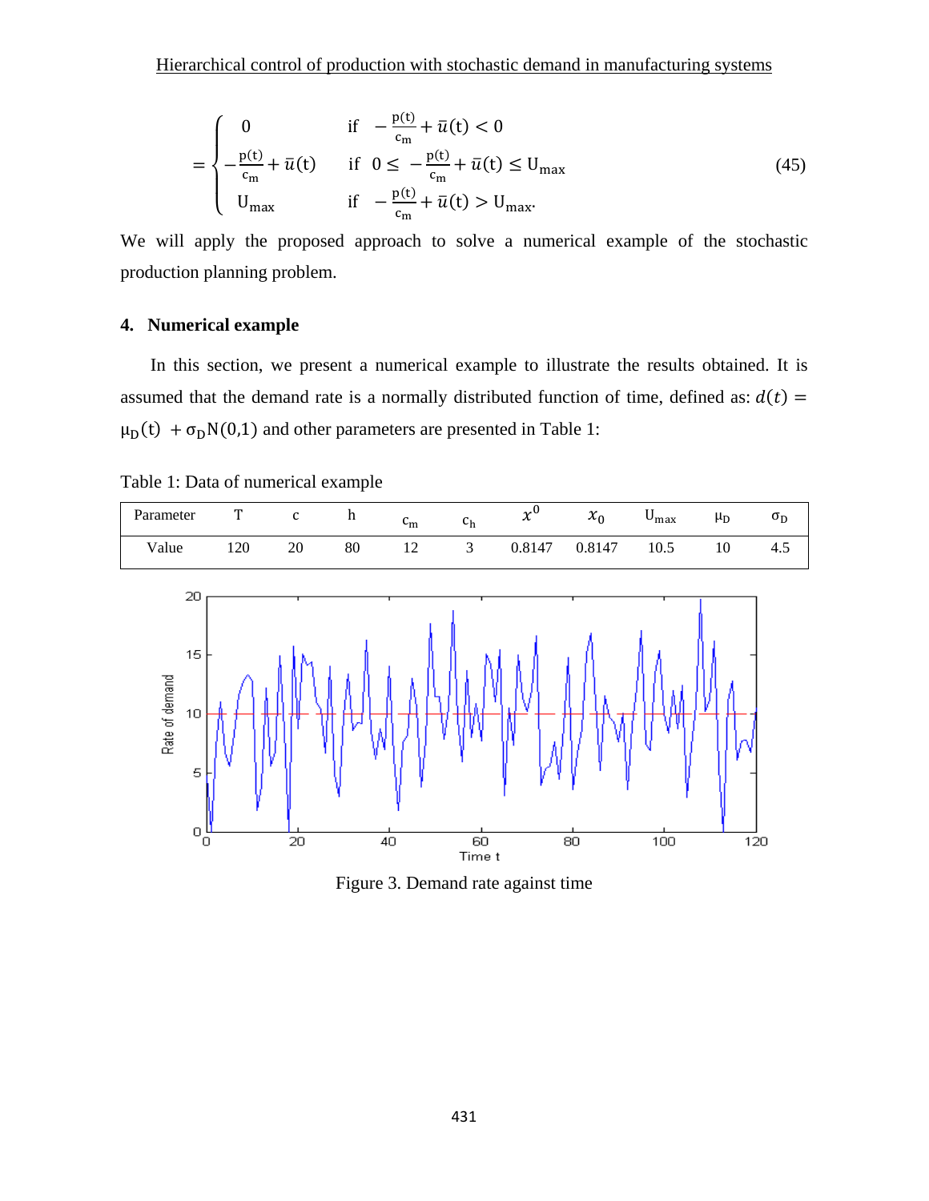$$
= \begin{cases} 0 & \text{if} \quad -\frac{p(t)}{c_m} + \bar{u}(t) < 0 \\ -\frac{p(t)}{c_m} + \bar{u}(t) & \text{if} \quad 0 \leq -\frac{p(t)}{c_m} + \bar{u}(t) \leq U_{max} \\ U_{max} & \text{if} \quad -\frac{p(t)}{c_m} + \bar{u}(t) > U_{max}. \end{cases} \tag{45}
$$

We will apply the proposed approach to solve a numerical example of the stochastic production planning problem.

## 4. Numerical example

In this section, we present a numerical example to illustrate the results obtained. It is assumed that the demand rate is a normally distributed function of time, defined as: $d(t) = \mu_D(t) + \sigma_D N(0,1)$ and other parameters are presented in Table 1:

Table 1: Data of numerical example

| Parameter | T | c | h | $c_m$ | $c_h$ | $x^0$ | $x_0$ | $U_{max}$ | $\mu_D$ | $\sigma_D$ |
|---|---|---|---|---|---|---|---|---|---|---|
| Value | 120 | 20 | 80 | 12 | 3 | 0.8147 | 0.8147 | 10.5 | 10 | 4.5 |

Figure 3. Demand rate against time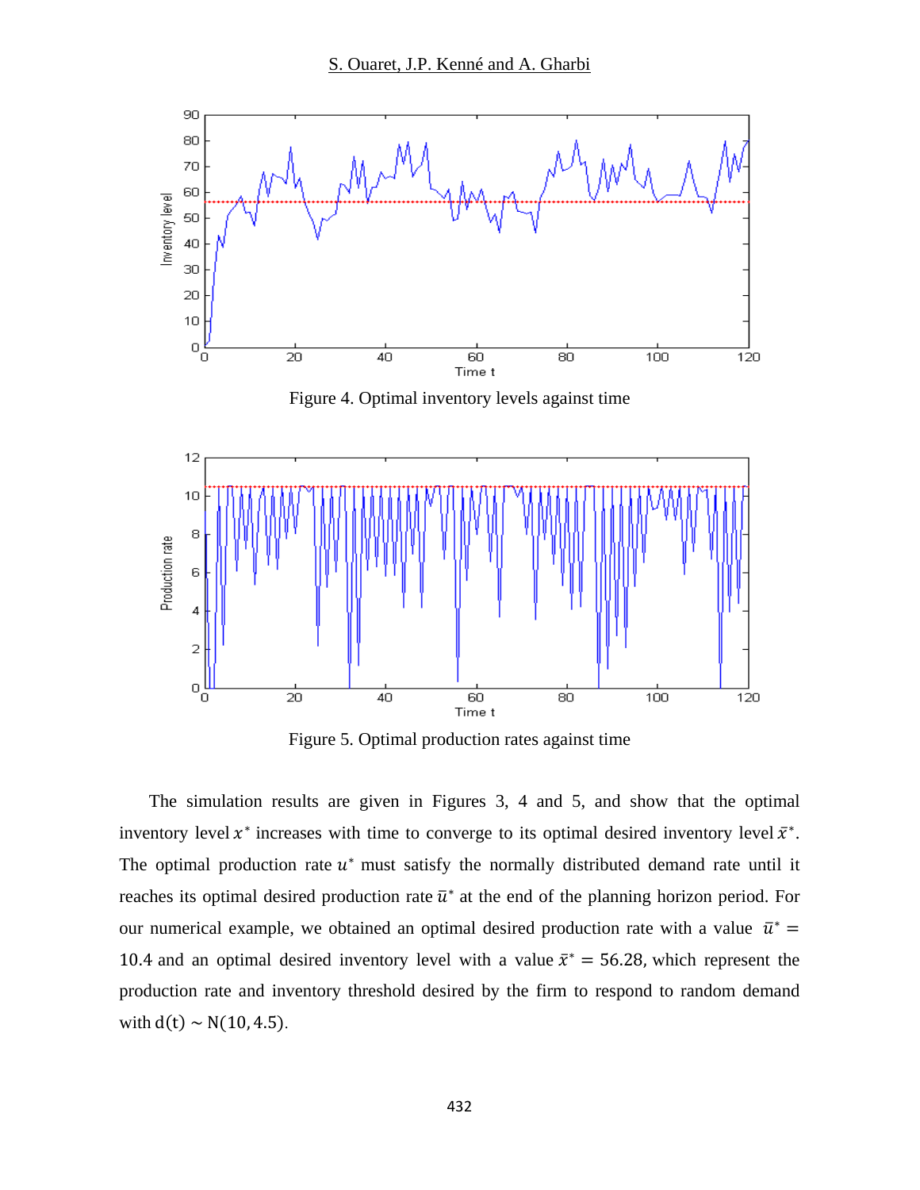Figure 4. Optimal inventory levels against time

Figure 5. Optimal production rates against time

The simulation results are given in Figures 3, 4 and 5, and show that the optimal inventory level $x^*$ increases with time to converge to its optimal desired inventory level $\bar{x}^*$. The optimal production rate $u^*$ must satisfy the normally distributed demand rate until it reaches its optimal desired production rate $\bar{u}^*$ at the end of the planning horizon period. For our numerical example, we obtained an optimal desired production rate with a value $\bar{u}^* = 10.4$ and an optimal desired inventory level with a value $\bar{x}^* = 56.28$, which represent the production rate and inventory threshold desired by the firm to respond to random demand with $\mathrm{d(t)} \sim \mathrm{N}(10, 4.5)$.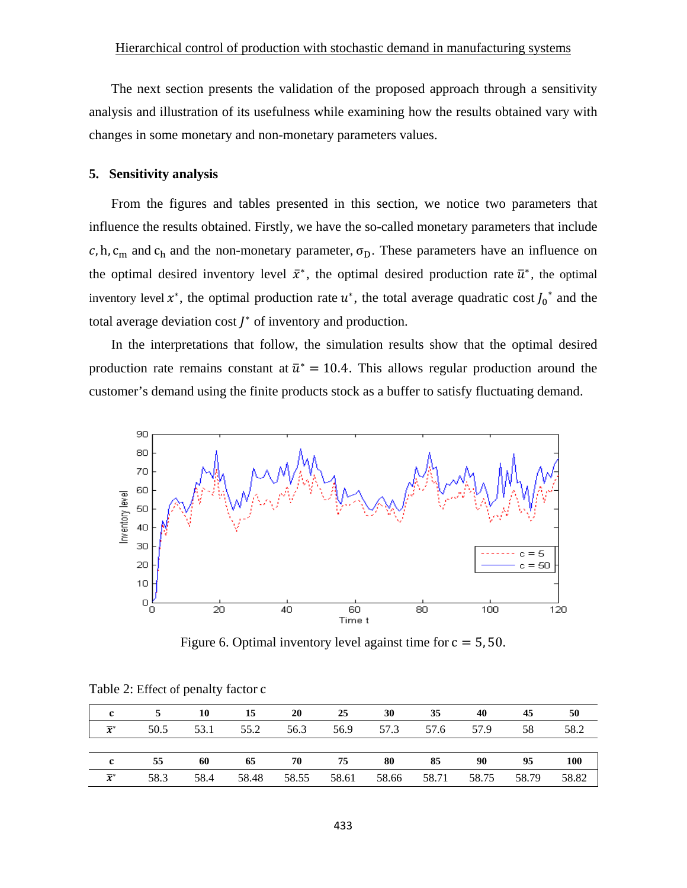The next section presents the validation of the proposed approach through a sensitivity analysis and illustration of its usefulness while examining how the results obtained vary with changes in some monetary and non-monetary parameters values.

## 5. Sensitivity analysis

From the figures and tables presented in this section, we notice two parameters that influence the results obtained. Firstly, we have the so-called monetary parameters that include $c, h, c_m$ and $c_h$ and the non-monetary parameter, $\sigma_D$. These parameters have an influence on the optimal desired inventory level $\bar{x}^*$, the optimal desired production rate $\bar{u}^*$, the optimal inventory level $x^*$, the optimal production rate $u^*$, the total average quadratic cost $J_0{}^*$ and the total average deviation cost $J^*$ of inventory and production.

In the interpretations that follow, the simulation results show that the optimal desired production rate remains constant at $\bar{u}^* = 10.4$. This allows regular production around the customer's demand using the finite products stock as a buffer to satisfy fluctuating demand.

Figure 6. Optimal inventory level against time for $c = 5, 50$.

Table 2: Effect of penalty factor c

| c | 5 | 10 | 15 | 20 | 25 | 30 | 35 | 40 | 45 | 50 |
|---|---|---|---|---|---|---|---|---|---|---|
| $\bar{x}^*$ | 50.5 | 53.1 | 55.2 | 56.3 | 56.9 | 57.3 | 57.6 | 57.9 | 58 | 58.2 |
| **c** | **55** | **60** | **65** | **70** | **75** | **80** | **85** | **90** | **95** | **100** |
| $\bar{x}^*$ | 58.3 | 58.4 | 58.48 | 58.55 | 58.61 | 58.66 | 58.71 | 58.75 | 58.79 | 58.82 |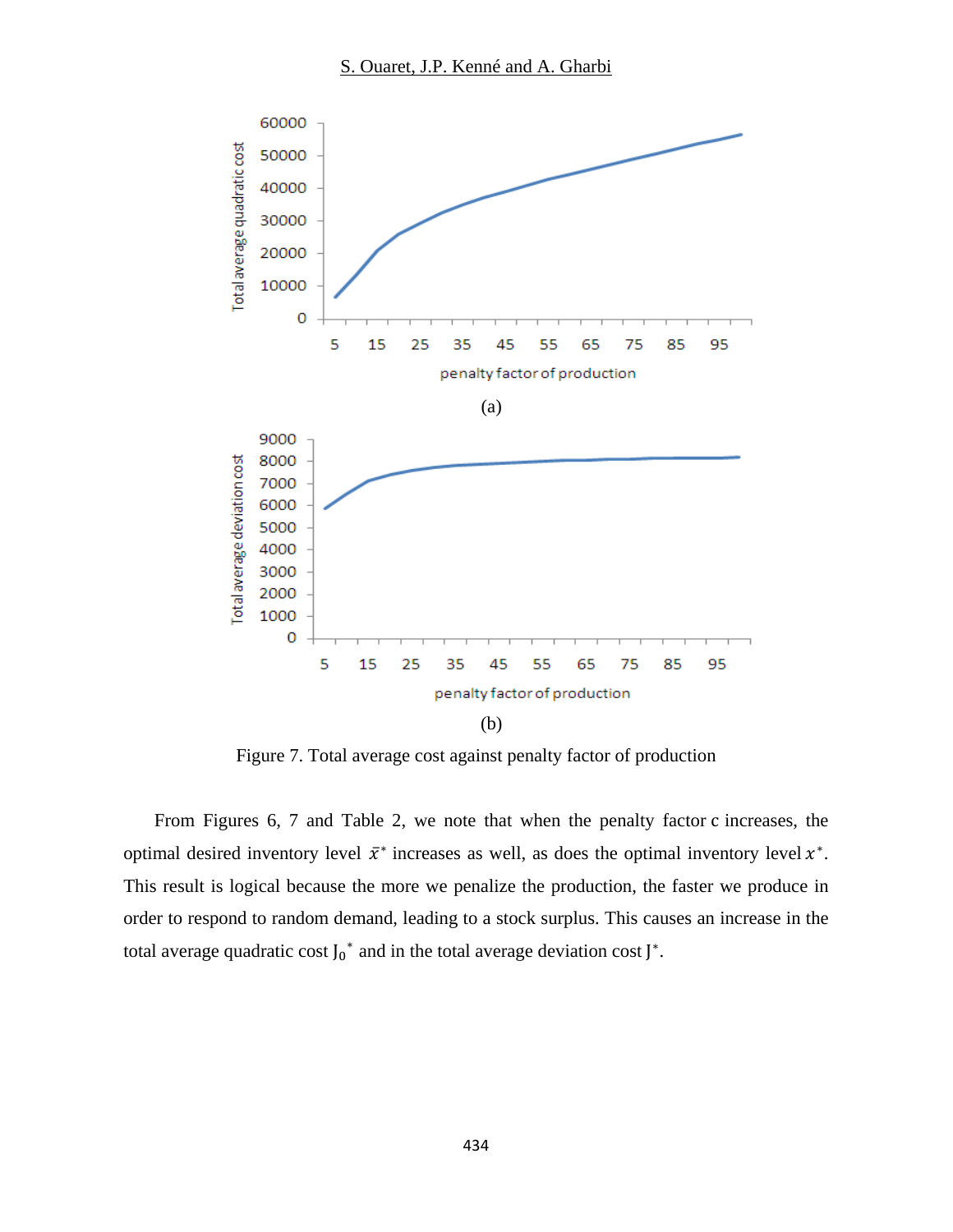(a)

(b)

Figure 7. Total average cost against penalty factor of production

From Figures 6, 7 and Table 2, we note that when the penalty factor c increases, the optimal desired inventory level $\bar{x}^*$ increases as well, as does the optimal inventory level $x^*$. This result is logical because the more we penalize the production, the faster we produce in order to respond to random demand, leading to a stock surplus. This causes an increase in the total average quadratic cost $J_0^*$ and in the total average deviation cost $J^*$.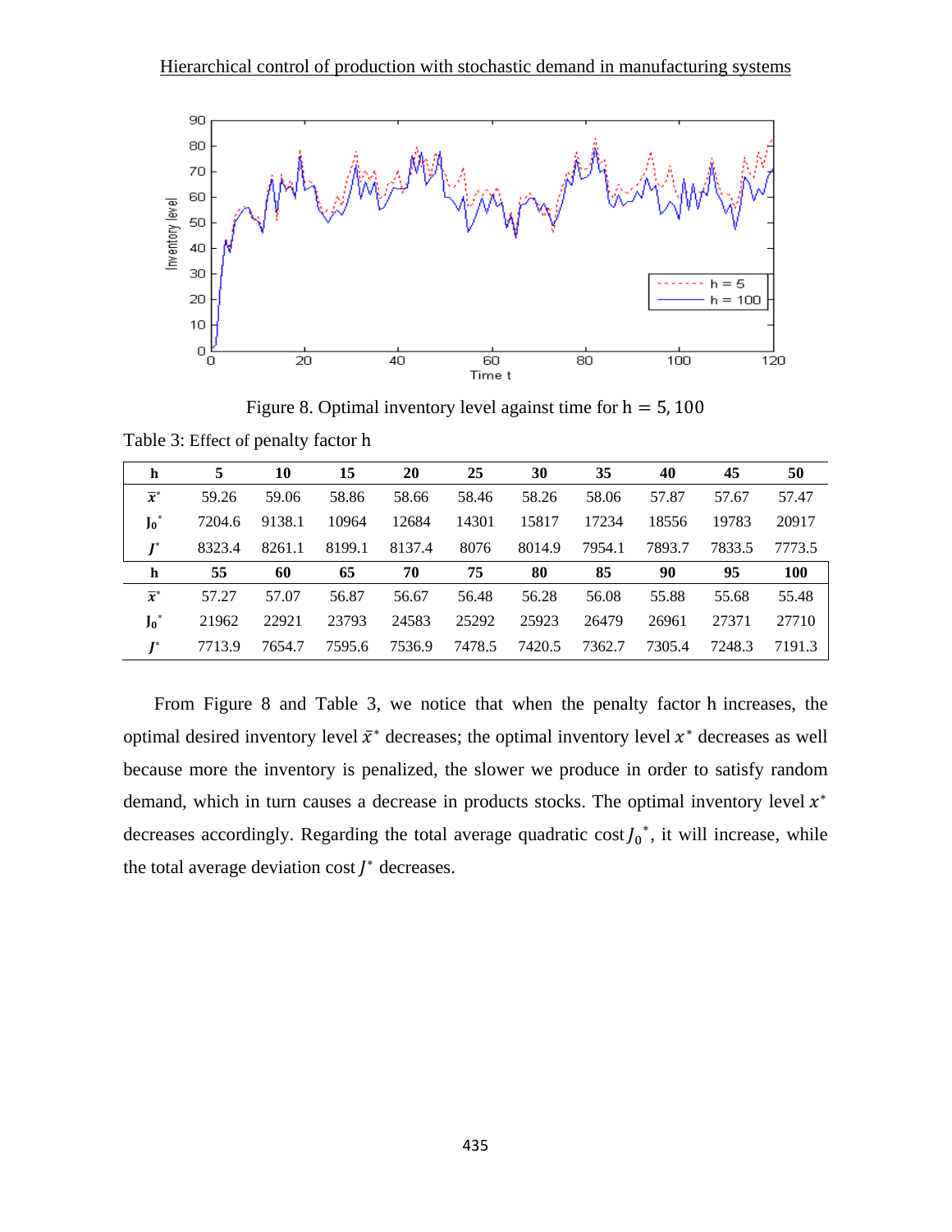Figure 8. Optimal inventory level against time for $\mathrm{h} = 5, 100$

Table 3: Effect of penalty factor h

| h | 5 | 10 | 15 | 20 | 25 | 30 | 35 | 40 | 45 | 50 |
|---|---|---|---|---|---|---|---|---|---|---|
| $\bar{x}^*$ | 59.26 | 59.06 | 58.86 | 58.66 | 58.46 | 58.26 | 58.06 | 57.87 | 57.67 | 57.47 |
| $J_0^*$ | 7204.6 | 9138.1 | 10964 | 12684 | 14301 | 15817 | 17234 | 18556 | 19783 | 20917 |
| $J^*$ | 8323.4 | 8261.1 | 8199.1 | 8137.4 | 8076 | 8014.9 | 7954.1 | 7893.7 | 7833.5 | 7773.5 |
| **h** | **55** | **60** | **65** | **70** | **75** | **80** | **85** | **90** | **95** | **100** |
| $\bar{x}^*$ | 57.27 | 57.07 | 56.87 | 56.67 | 56.48 | 56.28 | 56.08 | 55.88 | 55.68 | 55.48 |
| $J_0^*$ | 21962 | 22921 | 23793 | 24583 | 25292 | 25923 | 26479 | 26961 | 27371 | 27710 |
| $J^*$ | 7713.9 | 7654.7 | 7595.6 | 7536.9 | 7478.5 | 7420.5 | 7362.7 | 7305.4 | 7248.3 | 7191.3 |

From Figure 8 and Table 3, we notice that when the penalty factor h increases, the optimal desired inventory level $\bar{x}^*$ decreases; the optimal inventory level $x^*$ decreases as well because more the inventory is penalized, the slower we produce in order to satisfy random demand, which in turn causes a decrease in products stocks. The optimal inventory level $x^*$ decreases accordingly. Regarding the total average quadratic cost $J_0{}^*$, it will increase, while the total average deviation cost $J^*$ decreases.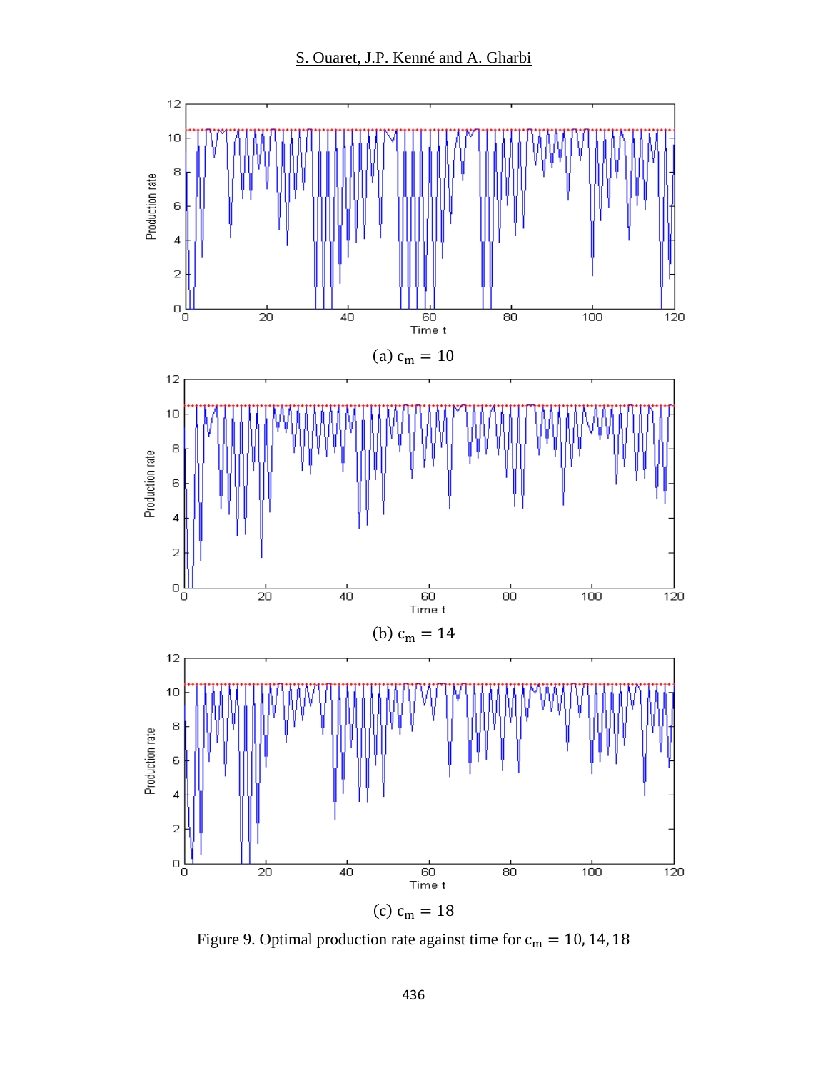(a) $c_m = 10$

(b) $c_m = 14$

(c) $c_m = 18$

Figure 9. Optimal production rate against time for $c_m = 10, 14, 18$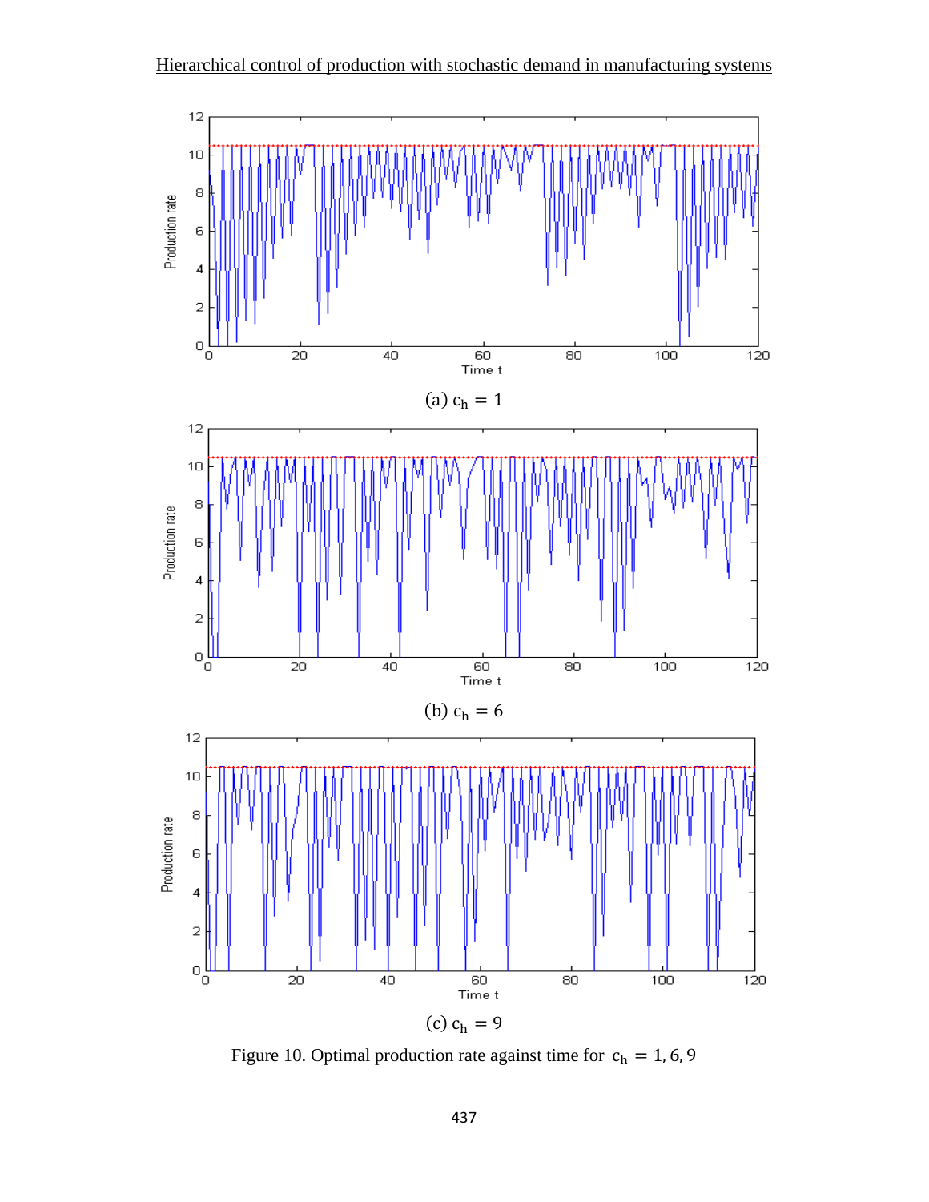(a) $c_h = 1$

(b) $c_h = 6$

(c) $c_h = 9$

Figure 10. Optimal production rate against time for $c_h = 1, 6, 9$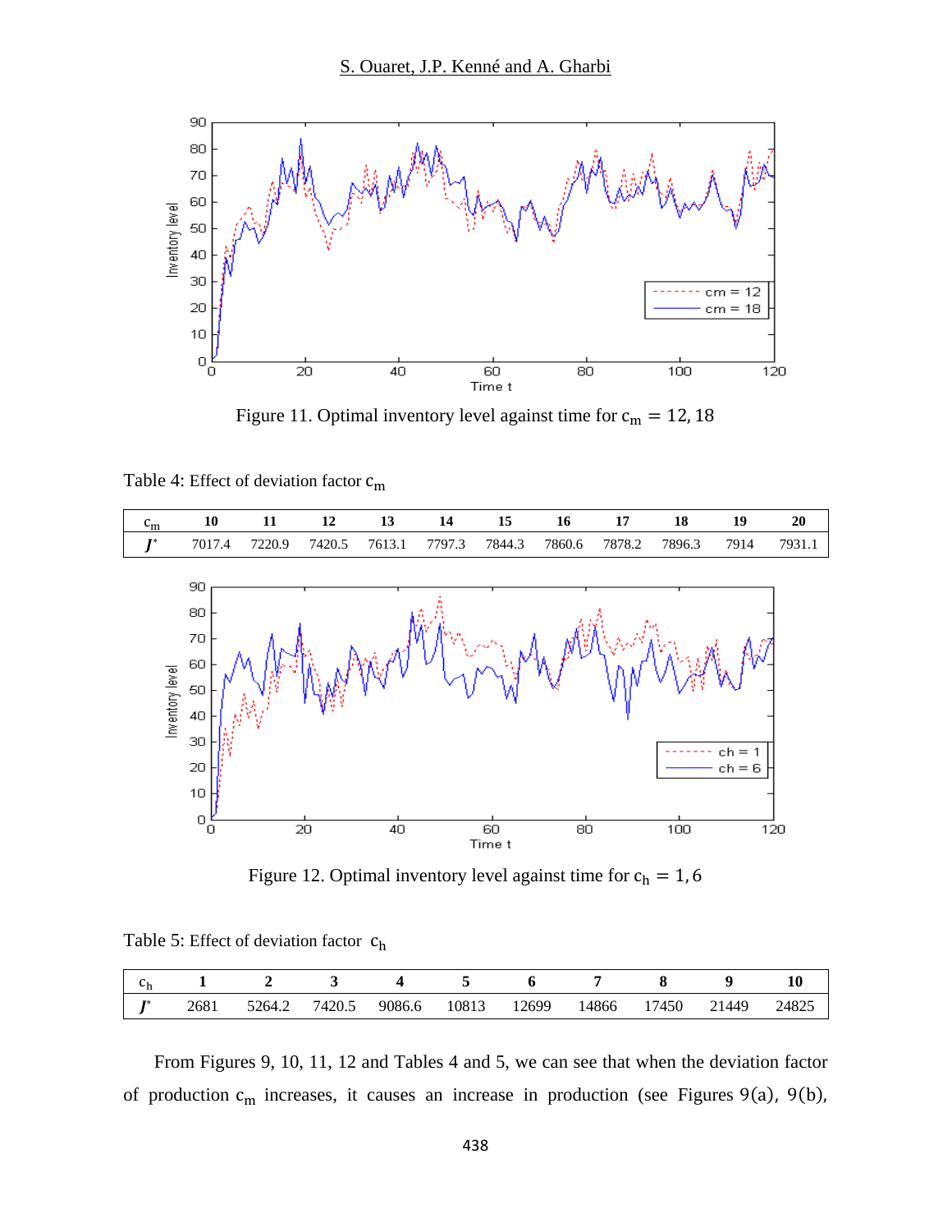Figure 11. Optimal inventory level against time for $c_m = 12, 18$

Table 4: Effect of deviation factor $c_m$

| $c_m$ | 10 | 11 | 12 | 13 | 14 | 15 | 16 | 17 | 18 | 19 | 20 |
|---|---|---|---|---|---|---|---|---|---|---|---|
| $J^*$ | 7017.4 | 7220.9 | 7420.5 | 7613.1 | 7797.3 | 7844.3 | 7860.6 | 7878.2 | 7896.3 | 7914 | 7931.1 |

Figure 12. Optimal inventory level against time for $c_h = 1, 6$

Table 5: Effect of deviation factor $c_h$

| $c_h$ | 1 | 2 | 3 | 4 | 5 | 6 | 7 | 8 | 9 | 10 |
|---|---|---|---|---|---|---|---|---|---|---|
| $J^*$ | 2681 | 5264.2 | 7420.5 | 9086.6 | 10813 | 12699 | 14866 | 17450 | 21449 | 24825 |

From Figures 9, 10, 11, 12 and Tables 4 and 5, we can see that when the deviation factor of production $c_m$ increases, it causes an increase in production (see Figures 9(a), 9(b),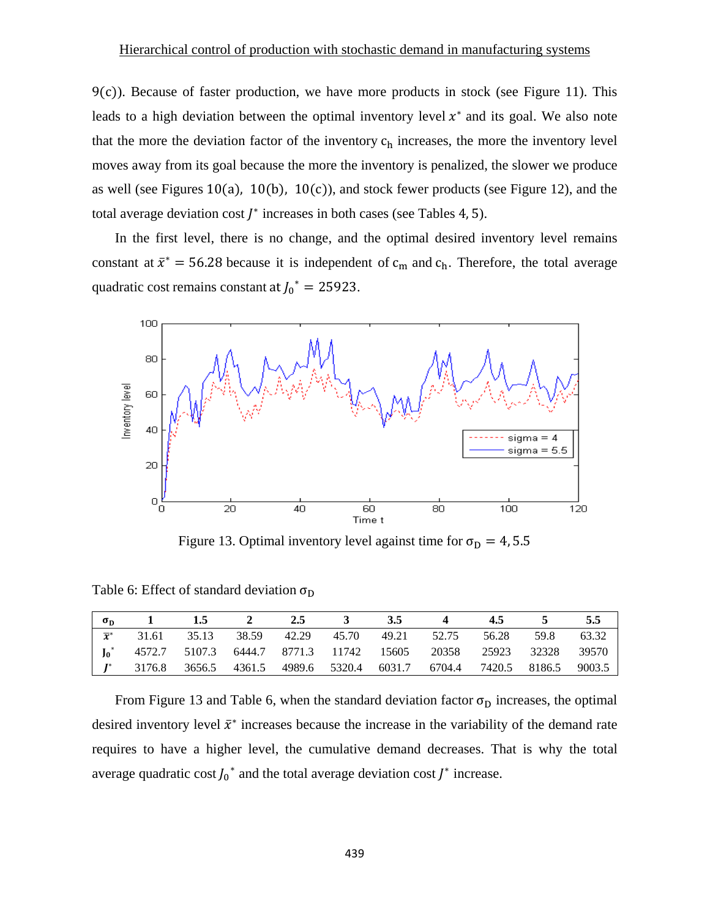9(c)). Because of faster production, we have more products in stock (see Figure 11). This leads to a high deviation between the optimal inventory level $x^*$ and its goal. We also note that the more the deviation factor of the inventory $c_h$ increases, the more the inventory level moves away from its goal because the more the inventory is penalized, the slower we produce as well (see Figures 10(a), 10(b), 10(c)), and stock fewer products (see Figure 12), and the total average deviation cost $J^*$ increases in both cases (see Tables 4, 5).

In the first level, there is no change, and the optimal desired inventory level remains constant at $\bar{x}^* = 56.28$ because it is independent of $c_m$ and $c_h$. Therefore, the total average quadratic cost remains constant at ${J_0}^* = 25923$.

Figure 13. Optimal inventory level against time for $\sigma_D = 4, 5.5$

Table 6: Effect of standard deviation $\sigma_D$

| $\sigma_D$ | 1 | 1.5 | 2 | 2.5 | 3 | 3.5 | 4 | 4.5 | 5 | 5.5 |
|---|---|---|---|---|---|---|---|---|---|---|
| $\bar{x}^*$ | 31.61 | 35.13 | 38.59 | 42.29 | 45.70 | 49.21 | 52.75 | 56.28 | 59.8 | 63.32 |
| ${J_0}^*$ | 4572.7 | 5107.3 | 6444.7 | 8771.3 | 11742 | 15605 | 20358 | 25923 | 32328 | 39570 |
| $J^*$ | 3176.8 | 3656.5 | 4361.5 | 4989.6 | 5320.4 | 6031.7 | 6704.4 | 7420.5 | 8186.5 | 9003.5 |

From Figure 13 and Table 6, when the standard deviation factor $\sigma_D$ increases, the optimal desired inventory level $\bar{x}^*$ increases because the increase in the variability of the demand rate requires to have a higher level, the cumulative demand decreases. That is why the total average quadratic cost ${J_0}^*$ and the total average deviation cost $J^*$ increase.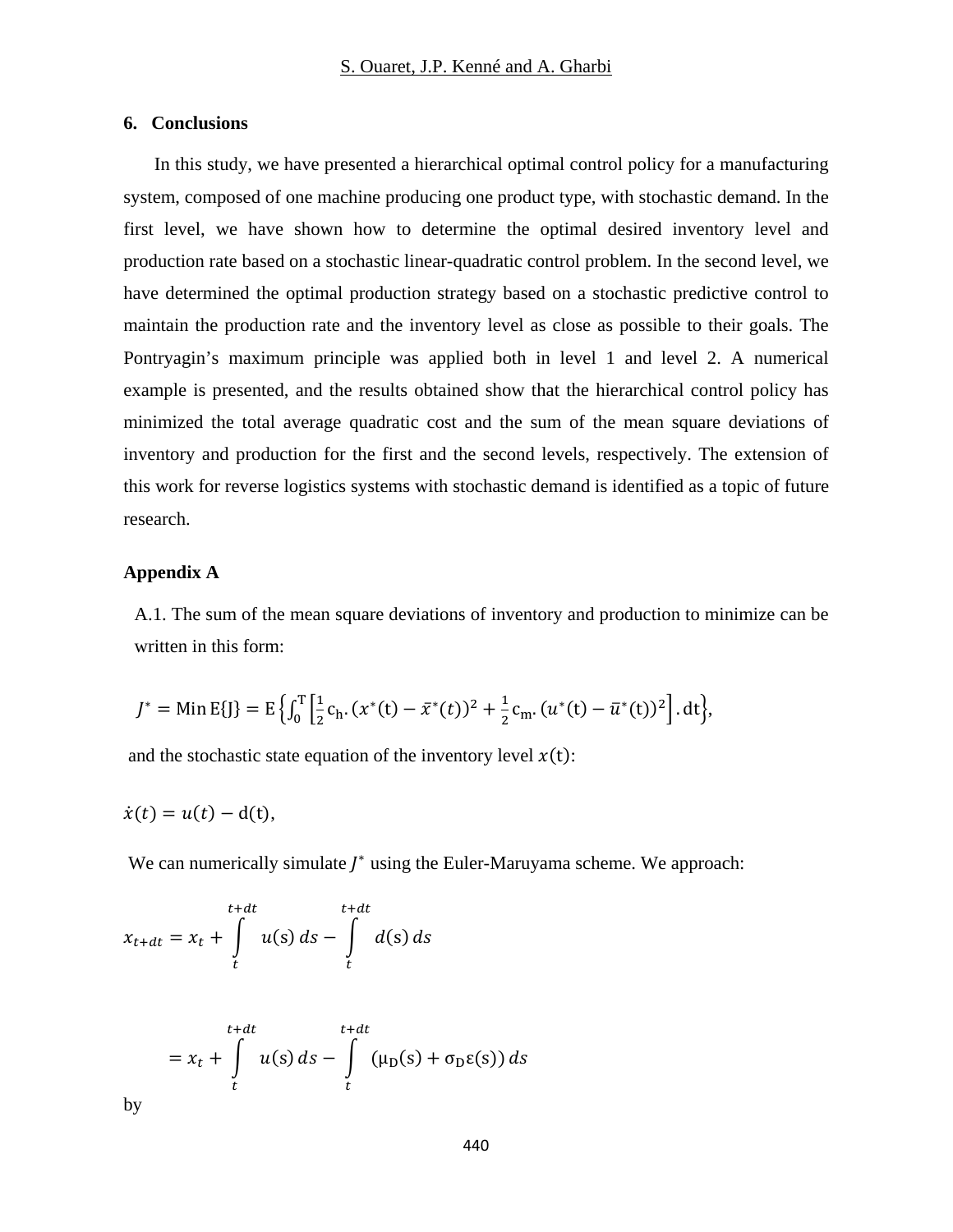## 6. Conclusions

In this study, we have presented a hierarchical optimal control policy for a manufacturing system, composed of one machine producing one product type, with stochastic demand. In the first level, we have shown how to determine the optimal desired inventory level and production rate based on a stochastic linear-quadratic control problem. In the second level, we have determined the optimal production strategy based on a stochastic predictive control to maintain the production rate and the inventory level as close as possible to their goals. The Pontryagin's maximum principle was applied both in level 1 and level 2. A numerical example is presented, and the results obtained show that the hierarchical control policy has minimized the total average quadratic cost and the sum of the mean square deviations of inventory and production for the first and the second levels, respectively. The extension of this work for reverse logistics systems with stochastic demand is identified as a topic of future research.

## Appendix A

A.1. The sum of the mean square deviations of inventory and production to minimize can be written in this form:

$$J^* = \text{Min}\,\text{E}\{\text{J}\} = \text{E}\left\{\int_0^{\text{T}} \left[\frac{1}{2}\text{c}_\text{h}.\,(x^*(\text{t}) - \bar{x}^*(t))^2 + \frac{1}{2}\text{c}_\text{m}.\,(u^*(\text{t}) - \bar{u}^*(\text{t}))^2\right].\,\text{dt}\right\},$$

and the stochastic state equation of the inventory level $x(\text{t})$:

$$\dot{x}(t) = u(t) - \text{d}(\text{t}),$$

We can numerically simulate $J^*$ using the Euler-Maruyama scheme. We approach:

$$x_{t+dt} = x_t + \int_t^{t+dt} u(\text{s})\,ds - \int_t^{t+dt} d(\text{s})\,ds$$

$$= x_t + \int_t^{t+dt} u(\text{s})\,ds - \int_t^{t+dt} (\mu_\text{D}(\text{s}) + \sigma_\text{D}\varepsilon(\text{s}))\,ds$$

by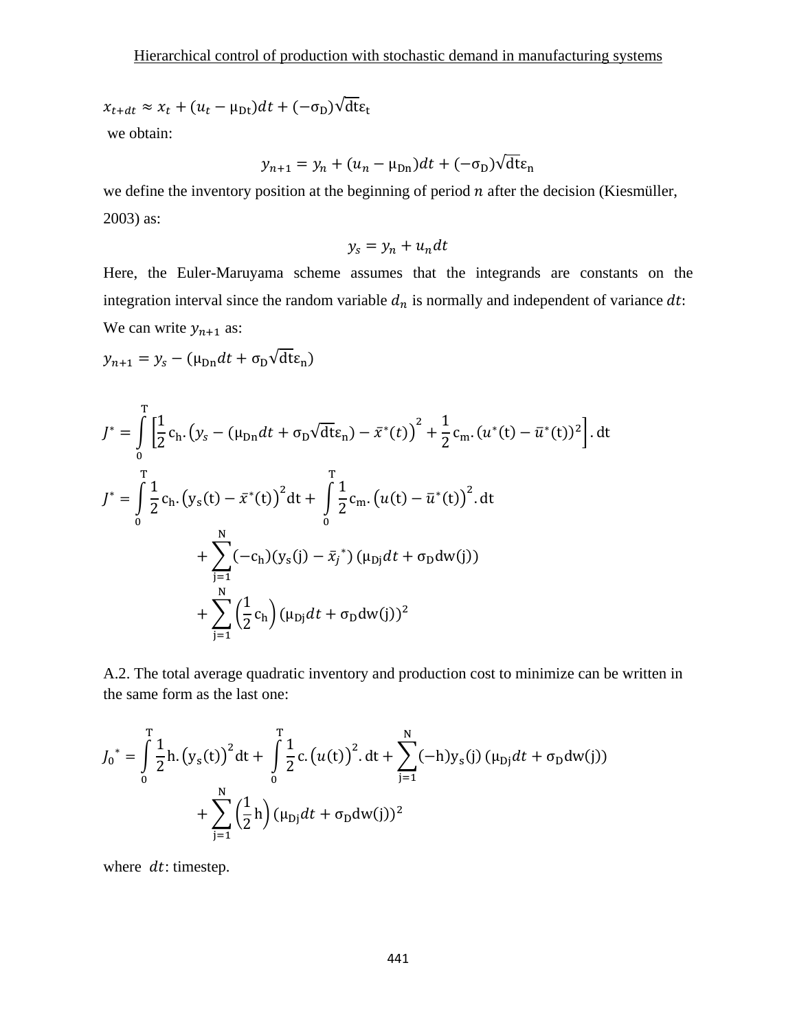$$x_{t+dt} \approx x_t + (u_t - \mu_{Dt})dt + (-\sigma_D)\sqrt{dt}\varepsilon_t$$

we obtain:

$$y_{n+1} = y_n + (u_n - \mu_{Dn})dt + (-\sigma_D)\sqrt{dt}\varepsilon_n$$

we define the inventory position at the beginning of period $n$ after the decision (Kiesmüller, 2003) as:

$$y_s = y_n + u_n dt$$

Here, the Euler-Maruyama scheme assumes that the integrands are constants on the integration interval since the random variable $d_n$ is normally and independent of variance $dt$: We can write $y_{n+1}$ as:

$$y_{n+1} = y_s - (\mu_{Dn} dt + \sigma_D \sqrt{dt}\varepsilon_n)$$

$$J^* = \int_0^T \left[\frac{1}{2} c_h . \left(y_s - (\mu_{Dn} dt + \sigma_D\sqrt{dt}\varepsilon_n) - \bar{x}^*(t)\right)^2 + \frac{1}{2} c_m . (u^*(t) - \bar{u}^*(t))^2\right] . dt$$

$$J^* = \int_0^T \frac{1}{2} c_h . \left(y_s(t) - \bar{x}^*(t)\right)^2 dt + \int_0^T \frac{1}{2} c_m . \left(u(t) - \bar{u}^*(t)\right)^2 . dt$$
$$+ \sum_{j=1}^{N} (-c_h)(y_s(j) - \bar{x}_j^*)\,(\mu_{Dj} dt + \sigma_D dw(j))$$
$$+ \sum_{j=1}^{N} \left(\frac{1}{2} c_h\right) (\mu_{Dj} dt + \sigma_D dw(j))^2$$

A.2. The total average quadratic inventory and production cost to minimize can be written in the same form as the last one:

$$J_0^* = \int_0^T \frac{1}{2} h . \left(y_s(t)\right)^2 dt + \int_0^T \frac{1}{2} c . \left(u(t)\right)^2 . dt + \sum_{j=1}^{N} (-h) y_s(j)\,(\mu_{Dj} dt + \sigma_D dw(j))$$
$$+ \sum_{j=1}^{N} \left(\frac{1}{2} h\right) (\mu_{Dj} dt + \sigma_D dw(j))^2$$

where $dt$: timestep.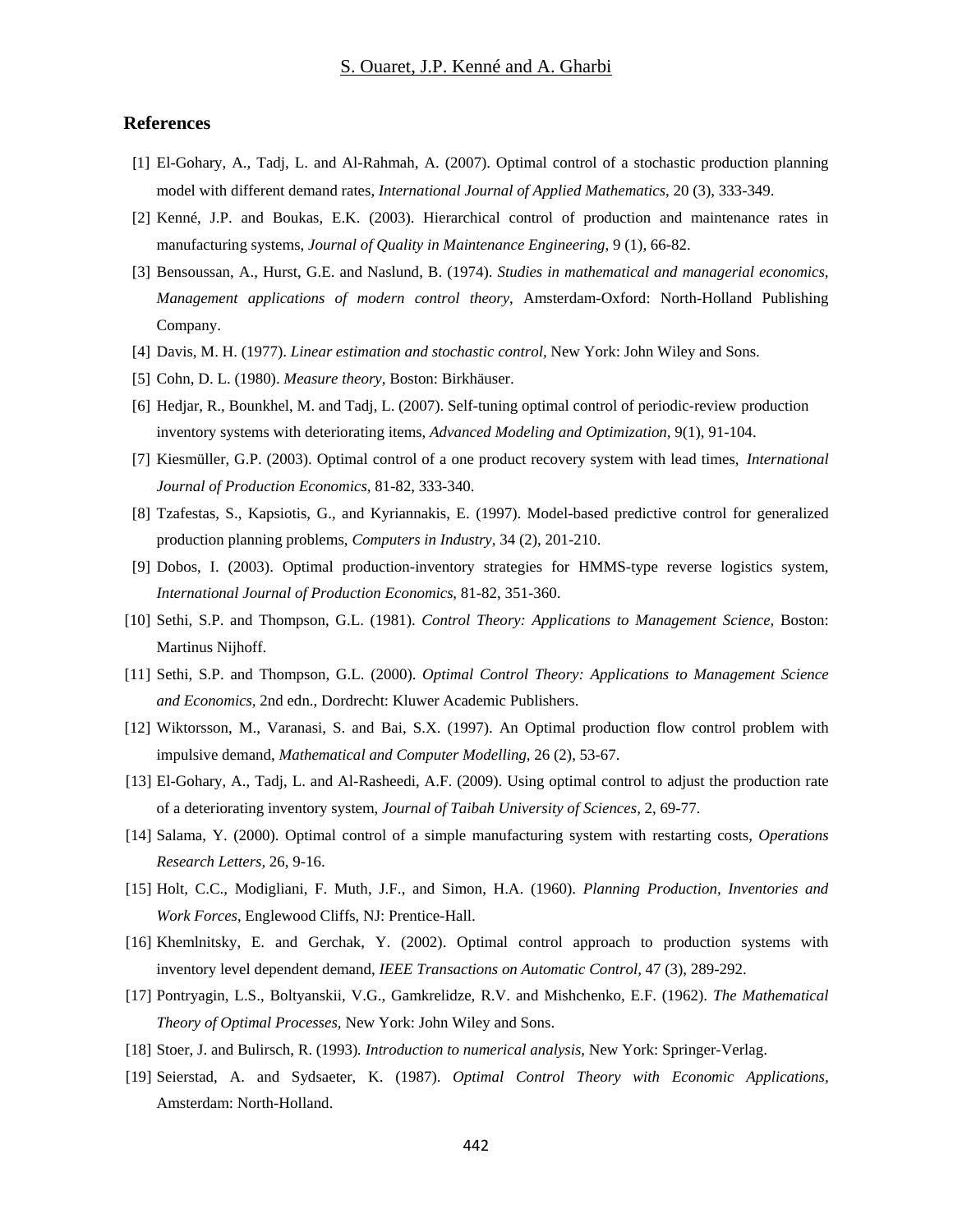## References

[1] El-Gohary, A., Tadj, L. and Al-Rahmah, A. (2007). Optimal control of a stochastic production planning model with different demand rates, *International Journal of Applied Mathematics*, 20 (3), 333-349.

[2] Kenné, J.P. and Boukas, E.K. (2003). Hierarchical control of production and maintenance rates in manufacturing systems, *Journal of Quality in Maintenance Engineering*, 9 (1), 66-82.

[3] Bensoussan, A., Hurst, G.E. and Naslund, B. (1974). *Studies in mathematical and managerial economics, Management applications of modern control theory*, Amsterdam-Oxford: North-Holland Publishing Company.

[4] Davis, M. H. (1977). *Linear estimation and stochastic control*, New York: John Wiley and Sons.

[5] Cohn, D. L. (1980). *Measure theory*, Boston: Birkhäuser.

[6] Hedjar, R., Bounkhel, M. and Tadj, L. (2007). Self-tuning optimal control of periodic-review production inventory systems with deteriorating items, *Advanced Modeling and Optimization*, 9(1), 91-104.

[7] Kiesmüller, G.P. (2003). Optimal control of a one product recovery system with lead times, *International Journal of Production Economics*, 81-82, 333-340.

[8] Tzafestas, S., Kapsiotis, G., and Kyriannakis, E. (1997). Model-based predictive control for generalized production planning problems, *Computers in Industry*, 34 (2), 201-210.

[9] Dobos, I. (2003). Optimal production-inventory strategies for HMMS-type reverse logistics system, *International Journal of Production Economics*, 81-82, 351-360.

[10] Sethi, S.P. and Thompson, G.L. (1981). *Control Theory: Applications to Management Science*, Boston: Martinus Nijhoff.

[11] Sethi, S.P. and Thompson, G.L. (2000). *Optimal Control Theory: Applications to Management Science and Economics*, 2nd edn., Dordrecht: Kluwer Academic Publishers.

[12] Wiktorsson, M., Varanasi, S. and Bai, S.X. (1997). An Optimal production flow control problem with impulsive demand, *Mathematical and Computer Modelling*, 26 (2), 53-67.

[13] El-Gohary, A., Tadj, L. and Al-Rasheedi, A.F. (2009). Using optimal control to adjust the production rate of a deteriorating inventory system, *Journal of Taibah University of Sciences*, 2, 69-77.

[14] Salama, Y. (2000). Optimal control of a simple manufacturing system with restarting costs, *Operations Research Letters*, 26, 9-16.

[15] Holt, C.C., Modigliani, F. Muth, J.F., and Simon, H.A. (1960). *Planning Production, Inventories and Work Forces*, Englewood Cliffs, NJ: Prentice-Hall.

[16] Khemlnitsky, E. and Gerchak, Y. (2002). Optimal control approach to production systems with inventory level dependent demand, *IEEE Transactions on Automatic Control*, 47 (3), 289-292.

[17] Pontryagin, L.S., Boltyanskii, V.G., Gamkrelidze, R.V. and Mishchenko, E.F. (1962). *The Mathematical Theory of Optimal Processes*, New York: John Wiley and Sons.

[18] Stoer, J. and Bulirsch, R. (1993). *Introduction to numerical analysis*, New York: Springer-Verlag.

[19] Seierstad, A. and Sydsaeter, K. (1987). *Optimal Control Theory with Economic Applications*, Amsterdam: North-Holland.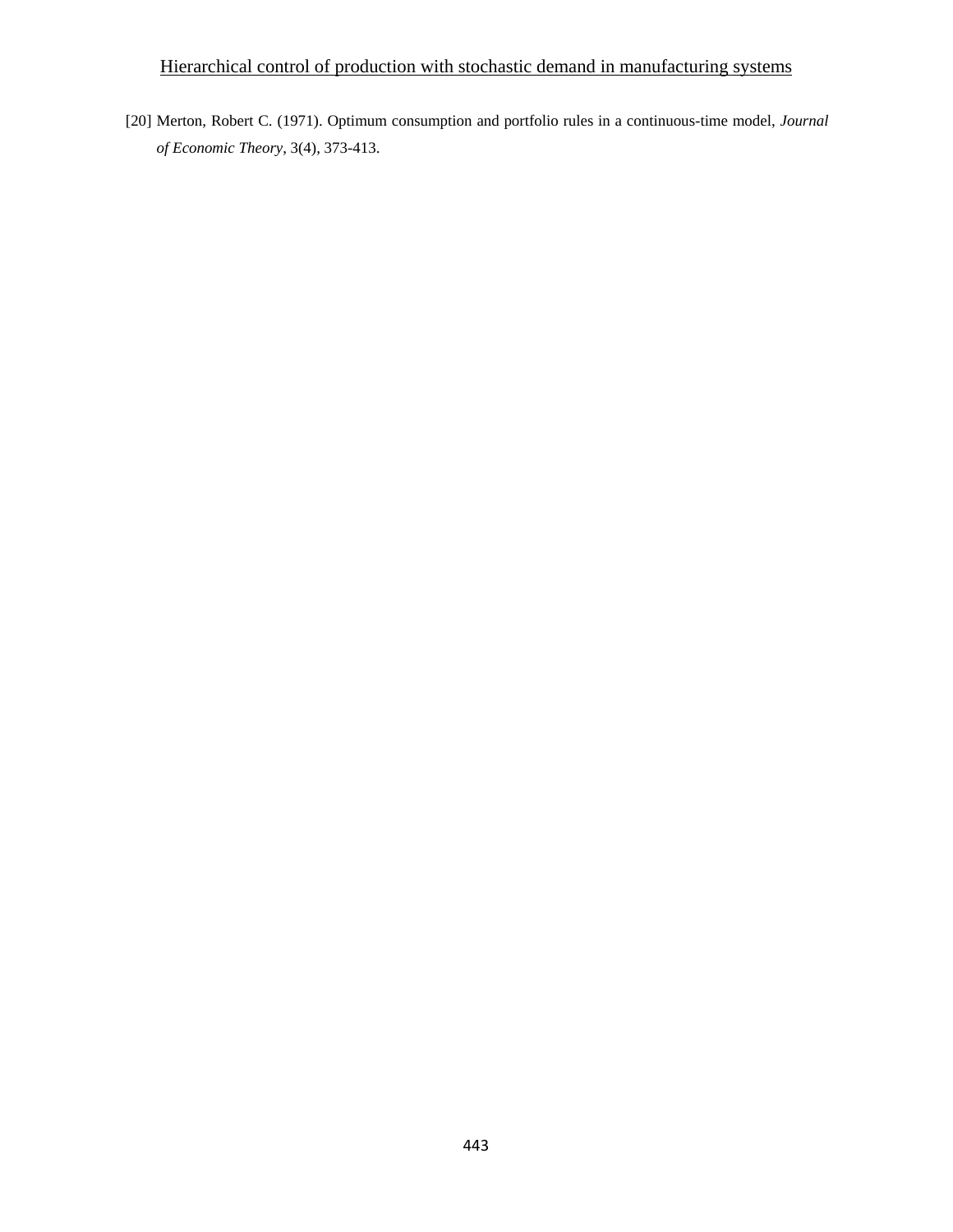[20] Merton, Robert C. (1971). Optimum consumption and portfolio rules in a continuous-time model, *Journal of Economic Theory*, 3(4), 373-413.